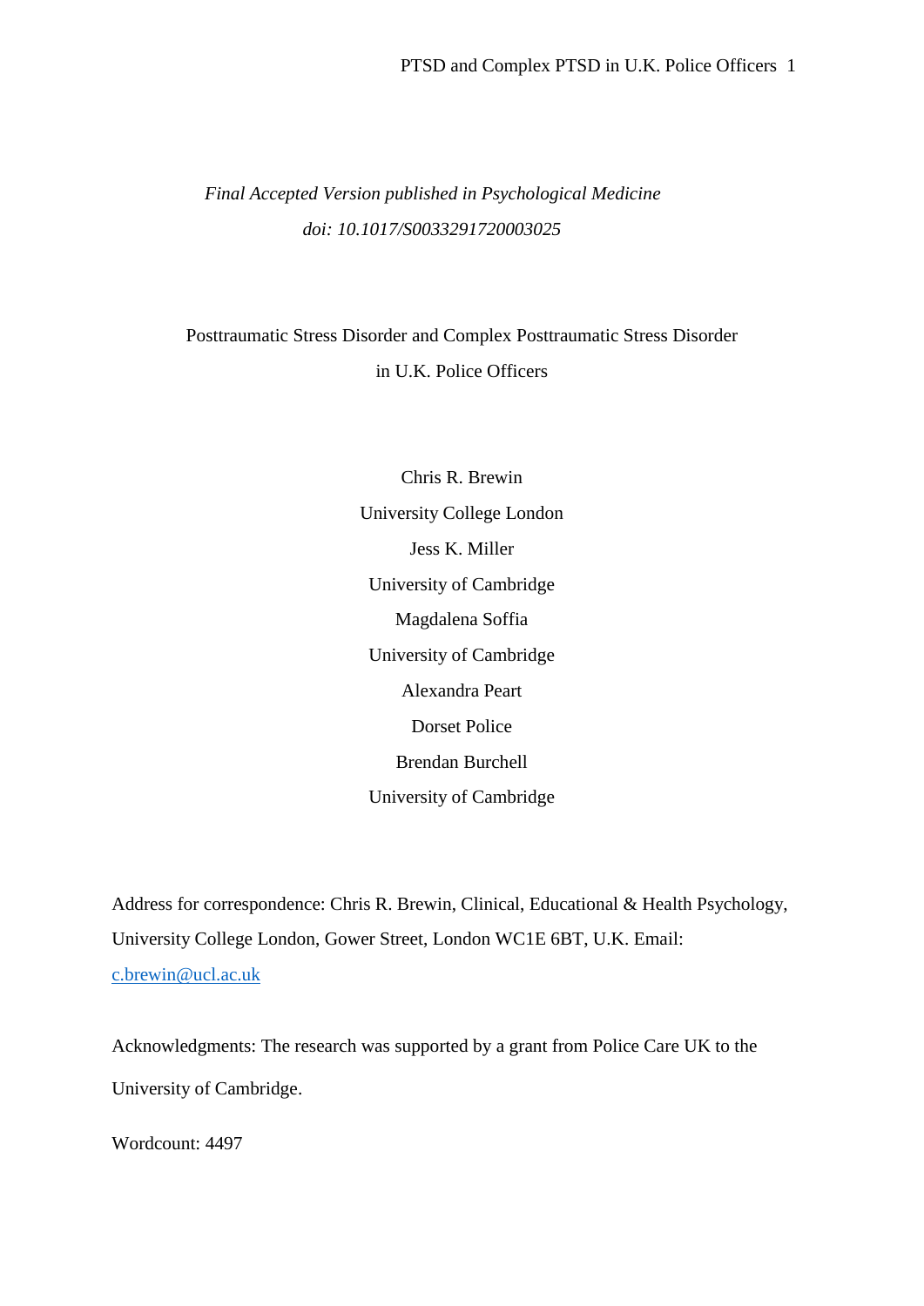*Final Accepted Version published in Psychological Medicine*

*doi: 10.1017/S0033291720003025*

# Posttraumatic Stress Disorder and Complex Posttraumatic Stress Disorder in U.K. Police Officers

Chris R. Brewin

University College London

Jess K. Miller

University of Cambridge

Magdalena Soffia

University of Cambridge

Alexandra Peart

Dorset Police

Brendan Burchell

University of Cambridge

Address for correspondence: Chris R. Brewin, Clinical, Educational & Health Psychology, University College London, Gower Street, London WC1E 6BT, U.K. Email: c.brewin@ucl.ac.uk

Acknowledgments: The research was supported by a grant from Police Care UK to the University of Cambridge.

Wordcount: 4497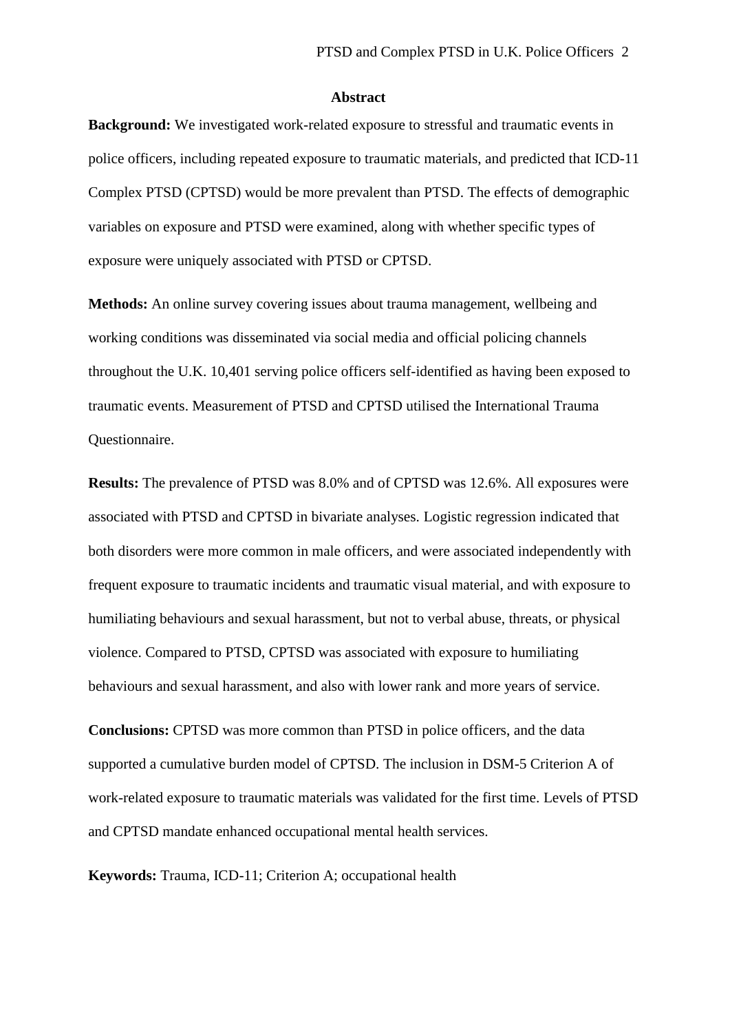## Abstract

**Background:** We investigated work-related exposure to stressful and traumatic events in police officers, including repeated exposure to traumatic materials, and predicted that ICD-11 Complex PTSD (CPTSD) would be more prevalent than PTSD. The effects of demographic variables on exposure and PTSD were examined, along with whether specific types of exposure were uniquely associated with PTSD or CPTSD.

**Methods:** An online survey covering issues about trauma management, wellbeing and working conditions was disseminated via social media and official policing channels throughout the U.K. 10,401 serving police officers self-identified as having been exposed to traumatic events. Measurement of PTSD and CPTSD utilised the International Trauma Questionnaire.

**Results:** The prevalence of PTSD was 8.0% and of CPTSD was 12.6%. All exposures were associated with PTSD and CPTSD in bivariate analyses. Logistic regression indicated that both disorders were more common in male officers, and were associated independently with frequent exposure to traumatic incidents and traumatic visual material, and with exposure to humiliating behaviours and sexual harassment, but not to verbal abuse, threats, or physical violence. Compared to PTSD, CPTSD was associated with exposure to humiliating behaviours and sexual harassment, and also with lower rank and more years of service.

**Conclusions:** CPTSD was more common than PTSD in police officers, and the data supported a cumulative burden model of CPTSD. The inclusion in DSM-5 Criterion A of work-related exposure to traumatic materials was validated for the first time. Levels of PTSD and CPTSD mandate enhanced occupational mental health services.

**Keywords:** Trauma, ICD-11; Criterion A; occupational health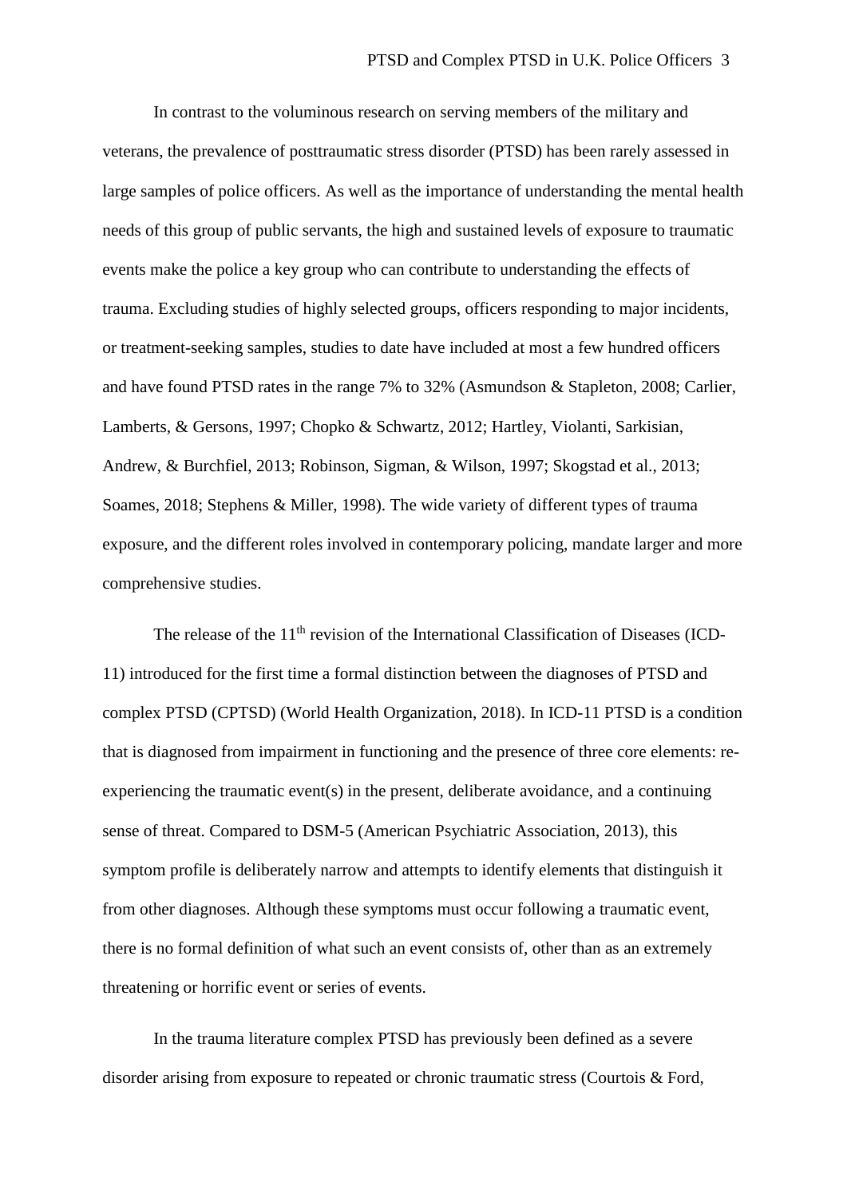In contrast to the voluminous research on serving members of the military and veterans, the prevalence of posttraumatic stress disorder (PTSD) has been rarely assessed in large samples of police officers. As well as the importance of understanding the mental health needs of this group of public servants, the high and sustained levels of exposure to traumatic events make the police a key group who can contribute to understanding the effects of trauma. Excluding studies of highly selected groups, officers responding to major incidents, or treatment-seeking samples, studies to date have included at most a few hundred officers and have found PTSD rates in the range 7% to 32% (Asmundson & Stapleton, 2008; Carlier, Lamberts, & Gersons, 1997; Chopko & Schwartz, 2012; Hartley, Violanti, Sarkisian, Andrew, & Burchfiel, 2013; Robinson, Sigman, & Wilson, 1997; Skogstad et al., 2013; Soames, 2018; Stephens & Miller, 1998). The wide variety of different types of trauma exposure, and the different roles involved in contemporary policing, mandate larger and more comprehensive studies.

The release of the 11th revision of the International Classification of Diseases (ICD-11) introduced for the first time a formal distinction between the diagnoses of PTSD and complex PTSD (CPTSD) (World Health Organization, 2018). In ICD-11 PTSD is a condition that is diagnosed from impairment in functioning and the presence of three core elements: re-experiencing the traumatic event(s) in the present, deliberate avoidance, and a continuing sense of threat. Compared to DSM-5 (American Psychiatric Association, 2013), this symptom profile is deliberately narrow and attempts to identify elements that distinguish it from other diagnoses. Although these symptoms must occur following a traumatic event, there is no formal definition of what such an event consists of, other than as an extremely threatening or horrific event or series of events.

In the trauma literature complex PTSD has previously been defined as a severe disorder arising from exposure to repeated or chronic traumatic stress (Courtois & Ford,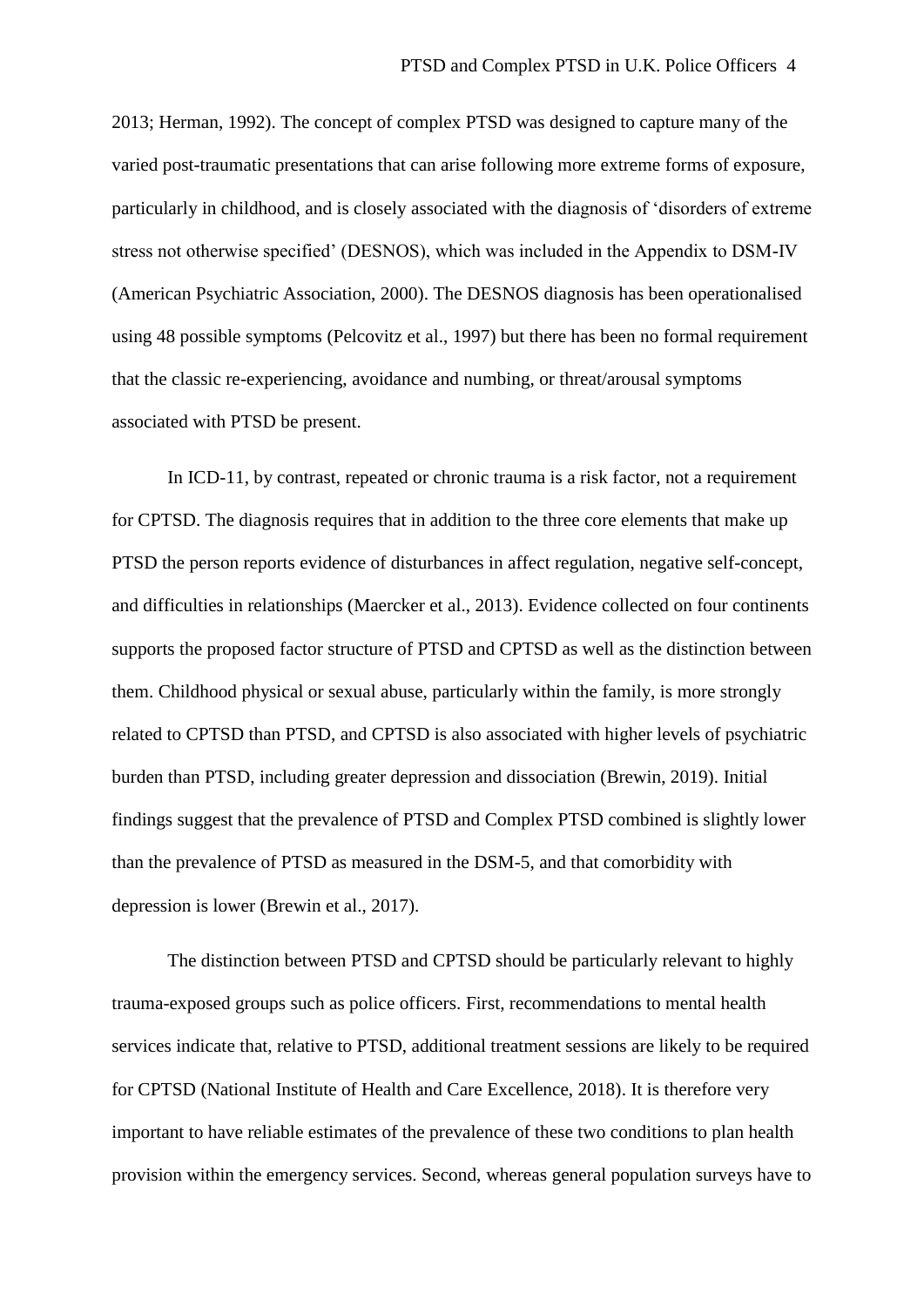2013; Herman, 1992). The concept of complex PTSD was designed to capture many of the varied post-traumatic presentations that can arise following more extreme forms of exposure, particularly in childhood, and is closely associated with the diagnosis of 'disorders of extreme stress not otherwise specified' (DESNOS), which was included in the Appendix to DSM-IV (American Psychiatric Association, 2000). The DESNOS diagnosis has been operationalised using 48 possible symptoms (Pelcovitz et al., 1997) but there has been no formal requirement that the classic re-experiencing, avoidance and numbing, or threat/arousal symptoms associated with PTSD be present.

In ICD-11, by contrast, repeated or chronic trauma is a risk factor, not a requirement for CPTSD. The diagnosis requires that in addition to the three core elements that make up PTSD the person reports evidence of disturbances in affect regulation, negative self-concept, and difficulties in relationships (Maercker et al., 2013). Evidence collected on four continents supports the proposed factor structure of PTSD and CPTSD as well as the distinction between them. Childhood physical or sexual abuse, particularly within the family, is more strongly related to CPTSD than PTSD, and CPTSD is also associated with higher levels of psychiatric burden than PTSD, including greater depression and dissociation (Brewin, 2019). Initial findings suggest that the prevalence of PTSD and Complex PTSD combined is slightly lower than the prevalence of PTSD as measured in the DSM-5, and that comorbidity with depression is lower (Brewin et al., 2017).

The distinction between PTSD and CPTSD should be particularly relevant to highly trauma-exposed groups such as police officers. First, recommendations to mental health services indicate that, relative to PTSD, additional treatment sessions are likely to be required for CPTSD (National Institute of Health and Care Excellence, 2018). It is therefore very important to have reliable estimates of the prevalence of these two conditions to plan health provision within the emergency services. Second, whereas general population surveys have to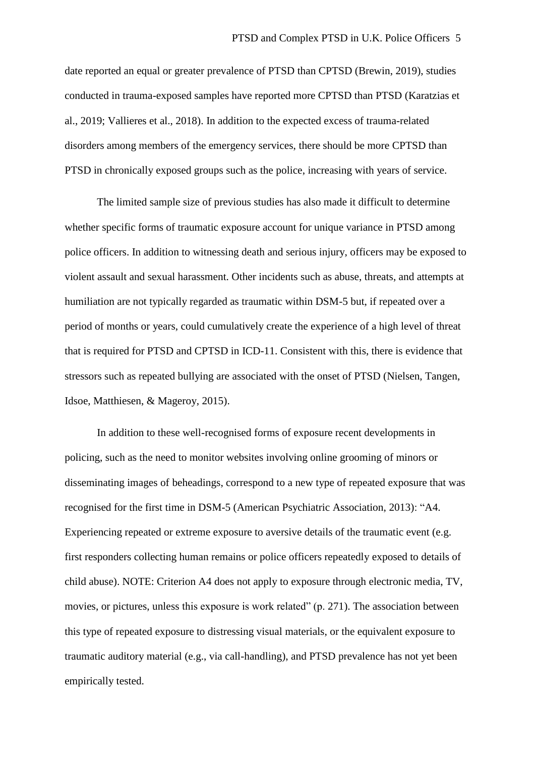date reported an equal or greater prevalence of PTSD than CPTSD (Brewin, 2019), studies conducted in trauma-exposed samples have reported more CPTSD than PTSD (Karatzias et al., 2019; Vallieres et al., 2018). In addition to the expected excess of trauma-related disorders among members of the emergency services, there should be more CPTSD than PTSD in chronically exposed groups such as the police, increasing with years of service.

The limited sample size of previous studies has also made it difficult to determine whether specific forms of traumatic exposure account for unique variance in PTSD among police officers. In addition to witnessing death and serious injury, officers may be exposed to violent assault and sexual harassment. Other incidents such as abuse, threats, and attempts at humiliation are not typically regarded as traumatic within DSM-5 but, if repeated over a period of months or years, could cumulatively create the experience of a high level of threat that is required for PTSD and CPTSD in ICD-11. Consistent with this, there is evidence that stressors such as repeated bullying are associated with the onset of PTSD (Nielsen, Tangen, Idsoe, Matthiesen, & Mageroy, 2015).

In addition to these well-recognised forms of exposure recent developments in policing, such as the need to monitor websites involving online grooming of minors or disseminating images of beheadings, correspond to a new type of repeated exposure that was recognised for the first time in DSM-5 (American Psychiatric Association, 2013): "A4. Experiencing repeated or extreme exposure to aversive details of the traumatic event (e.g. first responders collecting human remains or police officers repeatedly exposed to details of child abuse). NOTE: Criterion A4 does not apply to exposure through electronic media, TV, movies, or pictures, unless this exposure is work related" (p. 271). The association between this type of repeated exposure to distressing visual materials, or the equivalent exposure to traumatic auditory material (e.g., via call-handling), and PTSD prevalence has not yet been empirically tested.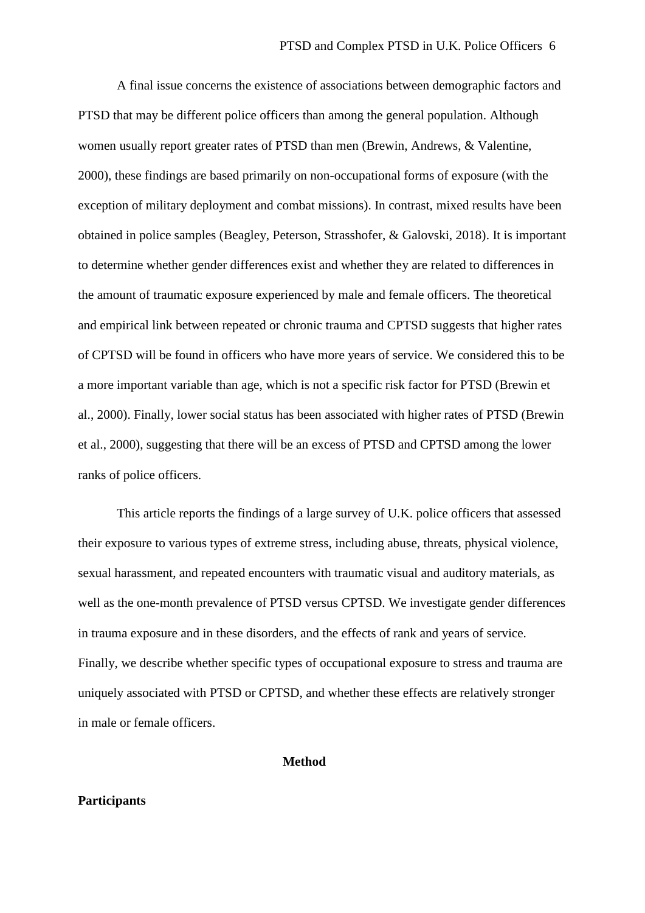A final issue concerns the existence of associations between demographic factors and PTSD that may be different police officers than among the general population. Although women usually report greater rates of PTSD than men (Brewin, Andrews, & Valentine, 2000), these findings are based primarily on non-occupational forms of exposure (with the exception of military deployment and combat missions). In contrast, mixed results have been obtained in police samples (Beagley, Peterson, Strasshofer, & Galovski, 2018). It is important to determine whether gender differences exist and whether they are related to differences in the amount of traumatic exposure experienced by male and female officers. The theoretical and empirical link between repeated or chronic trauma and CPTSD suggests that higher rates of CPTSD will be found in officers who have more years of service. We considered this to be a more important variable than age, which is not a specific risk factor for PTSD (Brewin et al., 2000). Finally, lower social status has been associated with higher rates of PTSD (Brewin et al., 2000), suggesting that there will be an excess of PTSD and CPTSD among the lower ranks of police officers.

This article reports the findings of a large survey of U.K. police officers that assessed their exposure to various types of extreme stress, including abuse, threats, physical violence, sexual harassment, and repeated encounters with traumatic visual and auditory materials, as well as the one-month prevalence of PTSD versus CPTSD. We investigate gender differences in trauma exposure and in these disorders, and the effects of rank and years of service. Finally, we describe whether specific types of occupational exposure to stress and trauma are uniquely associated with PTSD or CPTSD, and whether these effects are relatively stronger in male or female officers.

## Method

### Participants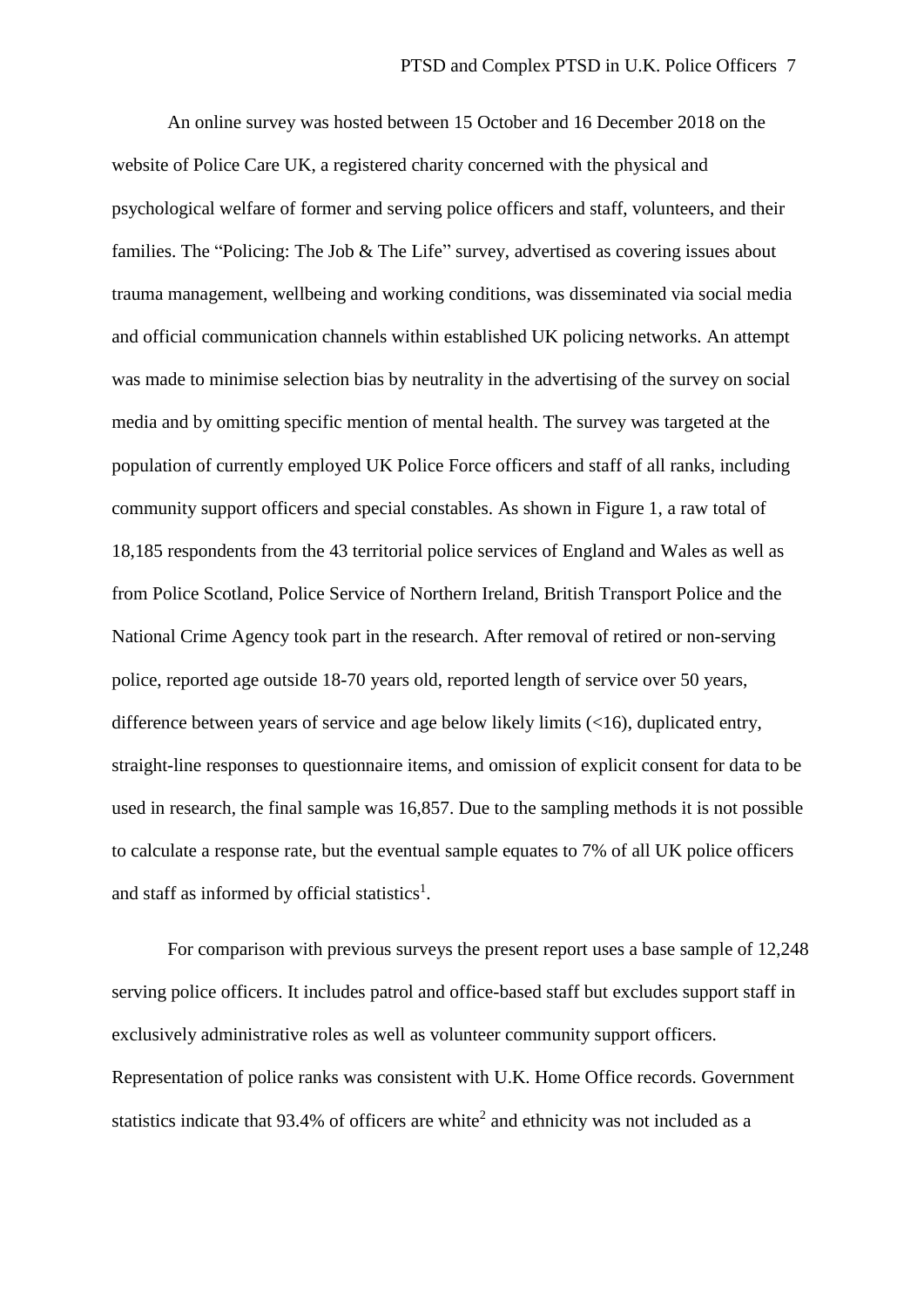An online survey was hosted between 15 October and 16 December 2018 on the website of Police Care UK, a registered charity concerned with the physical and psychological welfare of former and serving police officers and staff, volunteers, and their families. The "Policing: The Job & The Life" survey, advertised as covering issues about trauma management, wellbeing and working conditions, was disseminated via social media and official communication channels within established UK policing networks. An attempt was made to minimise selection bias by neutrality in the advertising of the survey on social media and by omitting specific mention of mental health. The survey was targeted at the population of currently employed UK Police Force officers and staff of all ranks, including community support officers and special constables. As shown in Figure 1, a raw total of 18,185 respondents from the 43 territorial police services of England and Wales as well as from Police Scotland, Police Service of Northern Ireland, British Transport Police and the National Crime Agency took part in the research. After removal of retired or non-serving police, reported age outside 18-70 years old, reported length of service over 50 years, difference between years of service and age below likely limits (<16), duplicated entry, straight-line responses to questionnaire items, and omission of explicit consent for data to be used in research, the final sample was 16,857. Due to the sampling methods it is not possible to calculate a response rate, but the eventual sample equates to 7% of all UK police officers and staff as informed by official statistics[1].

For comparison with previous surveys the present report uses a base sample of 12,248 serving police officers. It includes patrol and office-based staff but excludes support staff in exclusively administrative roles as well as volunteer community support officers. Representation of police ranks was consistent with U.K. Home Office records. Government statistics indicate that 93.4% of officers are white[2] and ethnicity was not included as a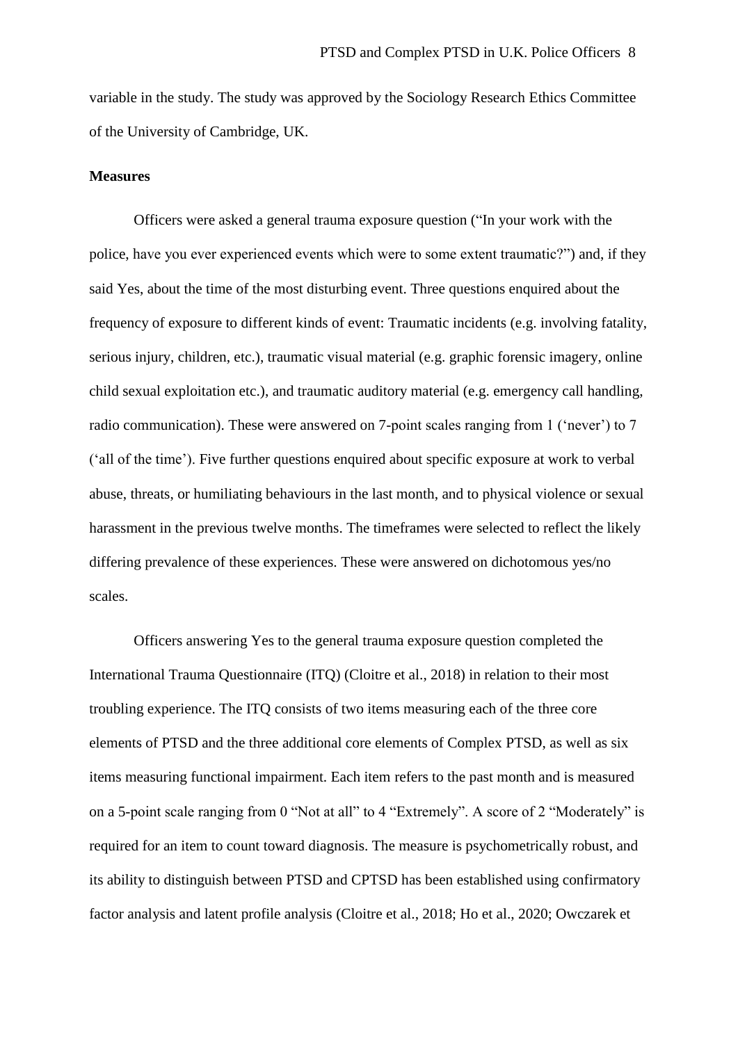variable in the study. The study was approved by the Sociology Research Ethics Committee of the University of Cambridge, UK.

**Measures**

Officers were asked a general trauma exposure question ("In your work with the police, have you ever experienced events which were to some extent traumatic?") and, if they said Yes, about the time of the most disturbing event. Three questions enquired about the frequency of exposure to different kinds of event: Traumatic incidents (e.g. involving fatality, serious injury, children, etc.), traumatic visual material (e.g. graphic forensic imagery, online child sexual exploitation etc.), and traumatic auditory material (e.g. emergency call handling, radio communication). These were answered on 7-point scales ranging from 1 ('never') to 7 ('all of the time'). Five further questions enquired about specific exposure at work to verbal abuse, threats, or humiliating behaviours in the last month, and to physical violence or sexual harassment in the previous twelve months. The timeframes were selected to reflect the likely differing prevalence of these experiences. These were answered on dichotomous yes/no scales.

Officers answering Yes to the general trauma exposure question completed the International Trauma Questionnaire (ITQ) (Cloitre et al., 2018) in relation to their most troubling experience. The ITQ consists of two items measuring each of the three core elements of PTSD and the three additional core elements of Complex PTSD, as well as six items measuring functional impairment. Each item refers to the past month and is measured on a 5-point scale ranging from 0 "Not at all" to 4 "Extremely". A score of 2 "Moderately" is required for an item to count toward diagnosis. The measure is psychometrically robust, and its ability to distinguish between PTSD and CPTSD has been established using confirmatory factor analysis and latent profile analysis (Cloitre et al., 2018; Ho et al., 2020; Owczarek et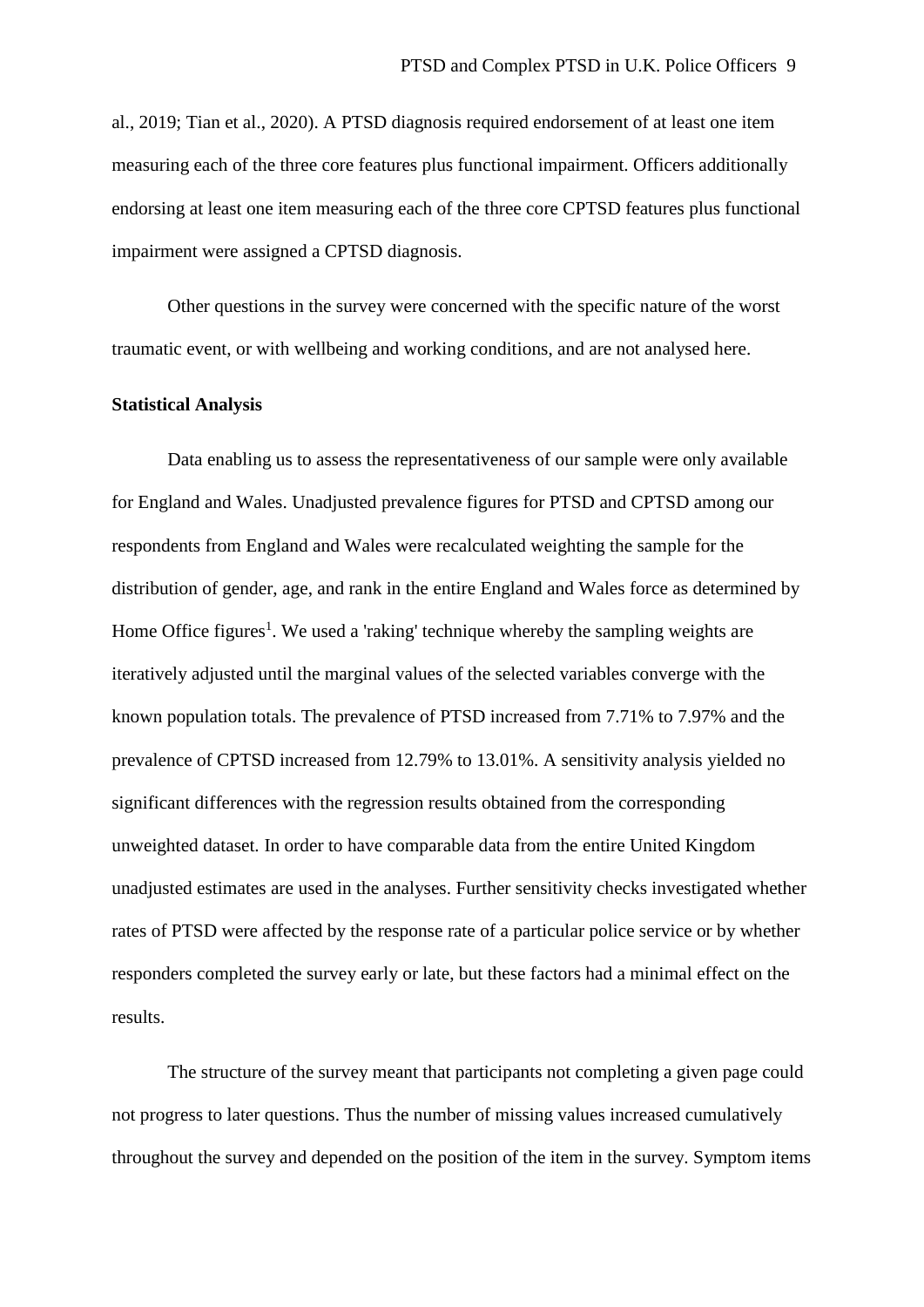al., 2019; Tian et al., 2020). A PTSD diagnosis required endorsement of at least one item measuring each of the three core features plus functional impairment. Officers additionally endorsing at least one item measuring each of the three core CPTSD features plus functional impairment were assigned a CPTSD diagnosis.

Other questions in the survey were concerned with the specific nature of the worst traumatic event, or with wellbeing and working conditions, and are not analysed here.

**Statistical Analysis**

Data enabling us to assess the representativeness of our sample were only available for England and Wales. Unadjusted prevalence figures for PTSD and CPTSD among our respondents from England and Wales were recalculated weighting the sample for the distribution of gender, age, and rank in the entire England and Wales force as determined by Home Office figures[1]. We used a 'raking' technique whereby the sampling weights are iteratively adjusted until the marginal values of the selected variables converge with the known population totals. The prevalence of PTSD increased from 7.71% to 7.97% and the prevalence of CPTSD increased from 12.79% to 13.01%. A sensitivity analysis yielded no significant differences with the regression results obtained from the corresponding unweighted dataset. In order to have comparable data from the entire United Kingdom unadjusted estimates are used in the analyses. Further sensitivity checks investigated whether rates of PTSD were affected by the response rate of a particular police service or by whether responders completed the survey early or late, but these factors had a minimal effect on the results.

The structure of the survey meant that participants not completing a given page could not progress to later questions. Thus the number of missing values increased cumulatively throughout the survey and depended on the position of the item in the survey. Symptom items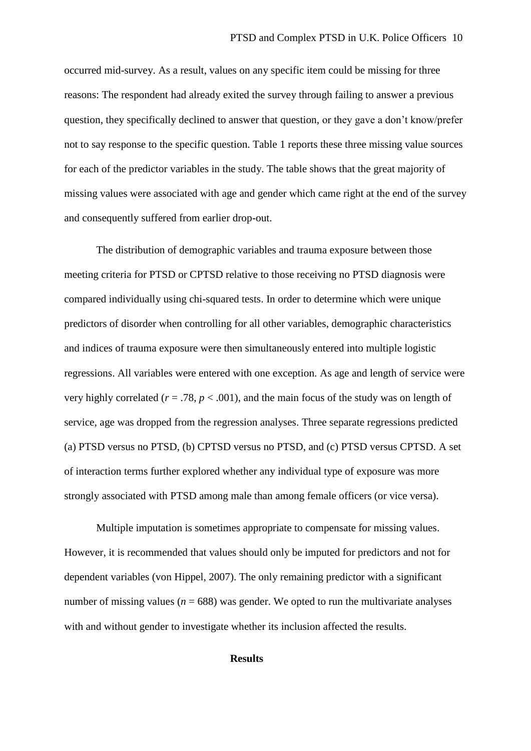occurred mid-survey. As a result, values on any specific item could be missing for three reasons: The respondent had already exited the survey through failing to answer a previous question, they specifically declined to answer that question, or they gave a don't know/prefer not to say response to the specific question. Table 1 reports these three missing value sources for each of the predictor variables in the study. The table shows that the great majority of missing values were associated with age and gender which came right at the end of the survey and consequently suffered from earlier drop-out.

The distribution of demographic variables and trauma exposure between those meeting criteria for PTSD or CPTSD relative to those receiving no PTSD diagnosis were compared individually using chi-squared tests. In order to determine which were unique predictors of disorder when controlling for all other variables, demographic characteristics and indices of trauma exposure were then simultaneously entered into multiple logistic regressions. All variables were entered with one exception. As age and length of service were very highly correlated ($r = .78$, $p < .001$), and the main focus of the study was on length of service, age was dropped from the regression analyses. Three separate regressions predicted (a) PTSD versus no PTSD, (b) CPTSD versus no PTSD, and (c) PTSD versus CPTSD. A set of interaction terms further explored whether any individual type of exposure was more strongly associated with PTSD among male than among female officers (or vice versa).

Multiple imputation is sometimes appropriate to compensate for missing values. However, it is recommended that values should only be imputed for predictors and not for dependent variables (von Hippel, 2007). The only remaining predictor with a significant number of missing values ($n = 688$) was gender. We opted to run the multivariate analyses with and without gender to investigate whether its inclusion affected the results.

## Results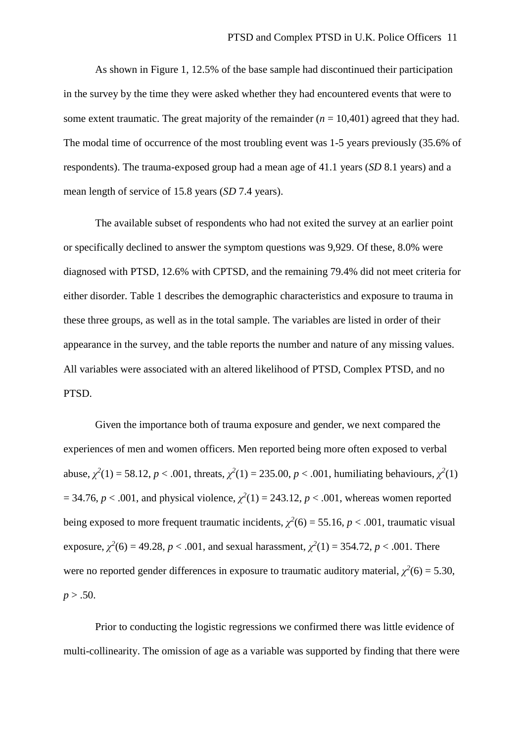As shown in Figure 1, 12.5% of the base sample had discontinued their participation in the survey by the time they were asked whether they had encountered events that were to some extent traumatic. The great majority of the remainder ($n$ = 10,401) agreed that they had. The modal time of occurrence of the most troubling event was 1-5 years previously (35.6% of respondents). The trauma-exposed group had a mean age of 41.1 years (*SD* 8.1 years) and a mean length of service of 15.8 years (*SD* 7.4 years).

The available subset of respondents who had not exited the survey at an earlier point or specifically declined to answer the symptom questions was 9,929. Of these, 8.0% were diagnosed with PTSD, 12.6% with CPTSD, and the remaining 79.4% did not meet criteria for either disorder. Table 1 describes the demographic characteristics and exposure to trauma in these three groups, as well as in the total sample. The variables are listed in order of their appearance in the survey, and the table reports the number and nature of any missing values. All variables were associated with an altered likelihood of PTSD, Complex PTSD, and no PTSD.

Given the importance both of trauma exposure and gender, we next compared the experiences of men and women officers. Men reported being more often exposed to verbal abuse, $\chi^2(1) = 58.12$, $p < .001$, threats, $\chi^2(1) = 235.00$, $p < .001$, humiliating behaviours, $\chi^2(1) = 34.76$, $p < .001$, and physical violence, $\chi^2(1) = 243.12$, $p < .001$, whereas women reported being exposed to more frequent traumatic incidents, $\chi^2(6) = 55.16$, $p < .001$, traumatic visual exposure, $\chi^2(6) = 49.28$, $p < .001$, and sexual harassment, $\chi^2(1) = 354.72$, $p < .001$. There were no reported gender differences in exposure to traumatic auditory material, $\chi^2(6) = 5.30$, $p > .50$.

Prior to conducting the logistic regressions we confirmed there was little evidence of multi-collinearity. The omission of age as a variable was supported by finding that there were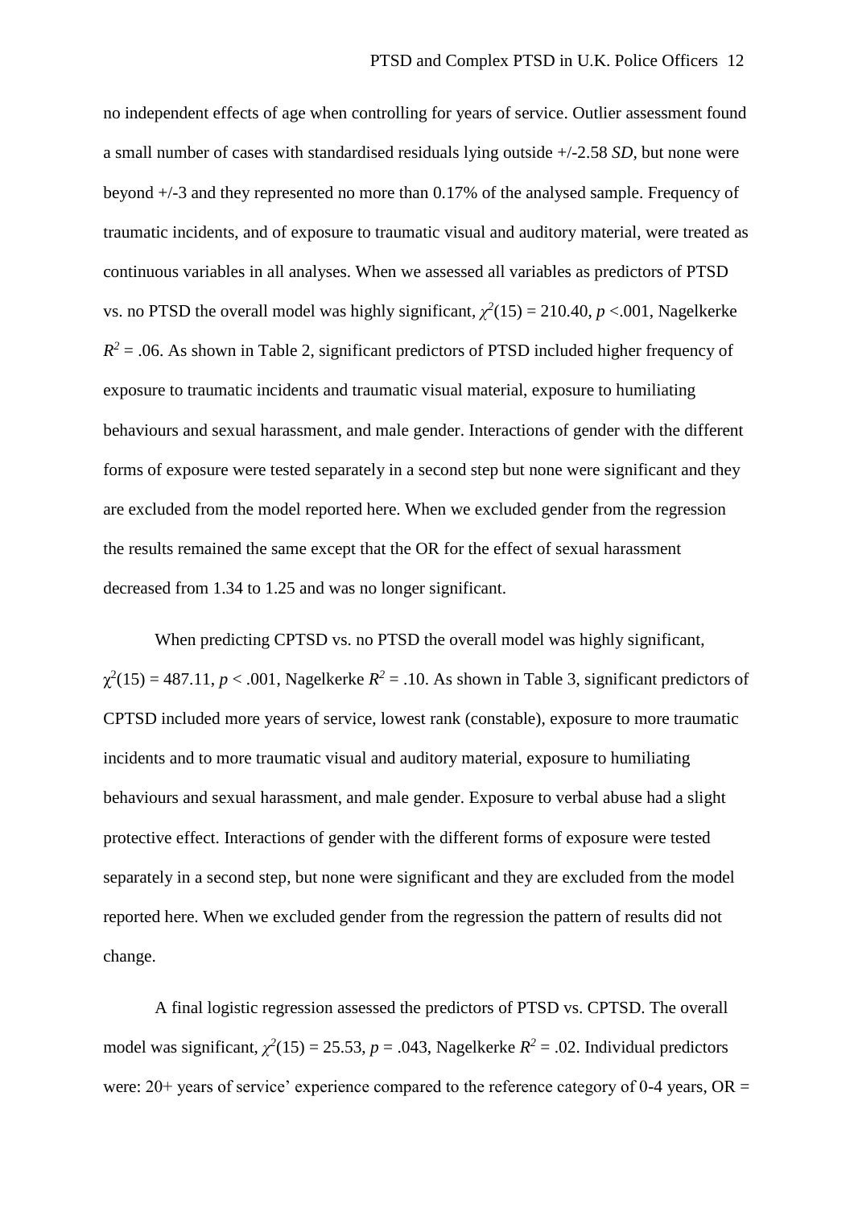no independent effects of age when controlling for years of service. Outlier assessment found a small number of cases with standardised residuals lying outside +/-2.58 *SD*, but none were beyond +/-3 and they represented no more than 0.17% of the analysed sample. Frequency of traumatic incidents, and of exposure to traumatic visual and auditory material, were treated as continuous variables in all analyses. When we assessed all variables as predictors of PTSD vs. no PTSD the overall model was highly significant, $\chi^2(15) = 210.40$, $p < .001$, Nagelkerke $R^2 = .06$. As shown in Table 2, significant predictors of PTSD included higher frequency of exposure to traumatic incidents and traumatic visual material, exposure to humiliating behaviours and sexual harassment, and male gender. Interactions of gender with the different forms of exposure were tested separately in a second step but none were significant and they are excluded from the model reported here. When we excluded gender from the regression the results remained the same except that the OR for the effect of sexual harassment decreased from 1.34 to 1.25 and was no longer significant.

When predicting CPTSD vs. no PTSD the overall model was highly significant, $\chi^2(15) = 487.11$, $p < .001$, Nagelkerke $R^2 = .10$. As shown in Table 3, significant predictors of CPTSD included more years of service, lowest rank (constable), exposure to more traumatic incidents and to more traumatic visual and auditory material, exposure to humiliating behaviours and sexual harassment, and male gender. Exposure to verbal abuse had a slight protective effect. Interactions of gender with the different forms of exposure were tested separately in a second step, but none were significant and they are excluded from the model reported here. When we excluded gender from the regression the pattern of results did not change.

A final logistic regression assessed the predictors of PTSD vs. CPTSD. The overall model was significant, $\chi^2(15) = 25.53$, $p = .043$, Nagelkerke $R^2 = .02$. Individual predictors were: 20+ years of service' experience compared to the reference category of 0-4 years, OR =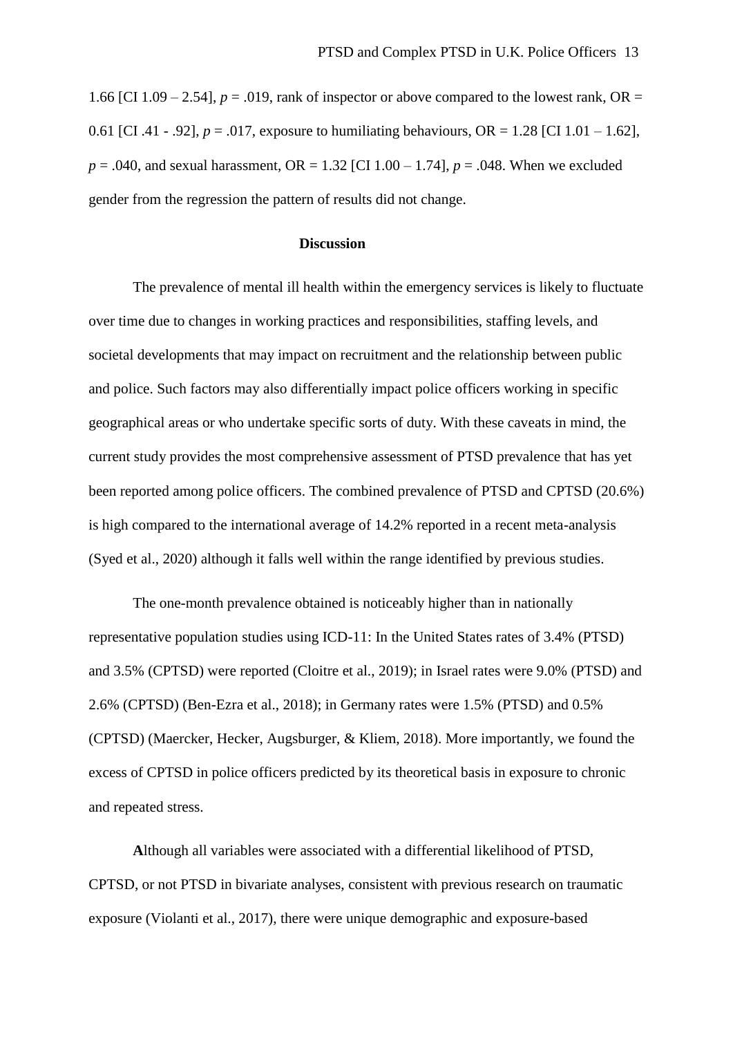1.66 [CI 1.09 – 2.54], $p = .019$, rank of inspector or above compared to the lowest rank, OR = 0.61 [CI .41 - .92], $p = .017$, exposure to humiliating behaviours, OR = 1.28 [CI 1.01 – 1.62], $p = .040$, and sexual harassment, OR = 1.32 [CI 1.00 – 1.74], $p = .048$. When we excluded gender from the regression the pattern of results did not change.

## Discussion

The prevalence of mental ill health within the emergency services is likely to fluctuate over time due to changes in working practices and responsibilities, staffing levels, and societal developments that may impact on recruitment and the relationship between public and police. Such factors may also differentially impact police officers working in specific geographical areas or who undertake specific sorts of duty. With these caveats in mind, the current study provides the most comprehensive assessment of PTSD prevalence that has yet been reported among police officers. The combined prevalence of PTSD and CPTSD (20.6%) is high compared to the international average of 14.2% reported in a recent meta-analysis (Syed et al., 2020) although it falls well within the range identified by previous studies.

The one-month prevalence obtained is noticeably higher than in nationally representative population studies using ICD-11: In the United States rates of 3.4% (PTSD) and 3.5% (CPTSD) were reported (Cloitre et al., 2019); in Israel rates were 9.0% (PTSD) and 2.6% (CPTSD) (Ben-Ezra et al., 2018); in Germany rates were 1.5% (PTSD) and 0.5% (CPTSD) (Maercker, Hecker, Augsburger, & Kliem, 2018). More importantly, we found the excess of CPTSD in police officers predicted by its theoretical basis in exposure to chronic and repeated stress.

**A**lthough all variables were associated with a differential likelihood of PTSD, CPTSD, or not PTSD in bivariate analyses, consistent with previous research on traumatic exposure (Violanti et al., 2017), there were unique demographic and exposure-based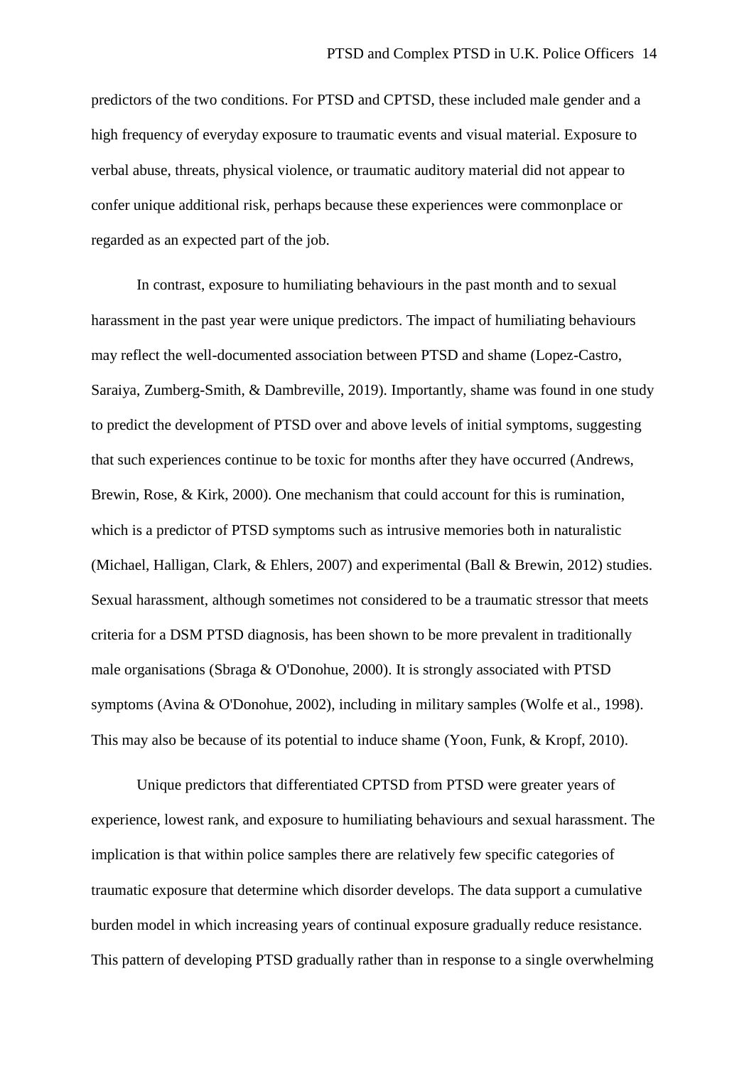predictors of the two conditions. For PTSD and CPTSD, these included male gender and a high frequency of everyday exposure to traumatic events and visual material. Exposure to verbal abuse, threats, physical violence, or traumatic auditory material did not appear to confer unique additional risk, perhaps because these experiences were commonplace or regarded as an expected part of the job.

In contrast, exposure to humiliating behaviours in the past month and to sexual harassment in the past year were unique predictors. The impact of humiliating behaviours may reflect the well-documented association between PTSD and shame (Lopez-Castro, Saraiya, Zumberg-Smith, & Dambreville, 2019). Importantly, shame was found in one study to predict the development of PTSD over and above levels of initial symptoms, suggesting that such experiences continue to be toxic for months after they have occurred (Andrews, Brewin, Rose, & Kirk, 2000). One mechanism that could account for this is rumination, which is a predictor of PTSD symptoms such as intrusive memories both in naturalistic (Michael, Halligan, Clark, & Ehlers, 2007) and experimental (Ball & Brewin, 2012) studies. Sexual harassment, although sometimes not considered to be a traumatic stressor that meets criteria for a DSM PTSD diagnosis, has been shown to be more prevalent in traditionally male organisations (Sbraga & O'Donohue, 2000). It is strongly associated with PTSD symptoms (Avina & O'Donohue, 2002), including in military samples (Wolfe et al., 1998). This may also be because of its potential to induce shame (Yoon, Funk, & Kropf, 2010).

Unique predictors that differentiated CPTSD from PTSD were greater years of experience, lowest rank, and exposure to humiliating behaviours and sexual harassment. The implication is that within police samples there are relatively few specific categories of traumatic exposure that determine which disorder develops. The data support a cumulative burden model in which increasing years of continual exposure gradually reduce resistance. This pattern of developing PTSD gradually rather than in response to a single overwhelming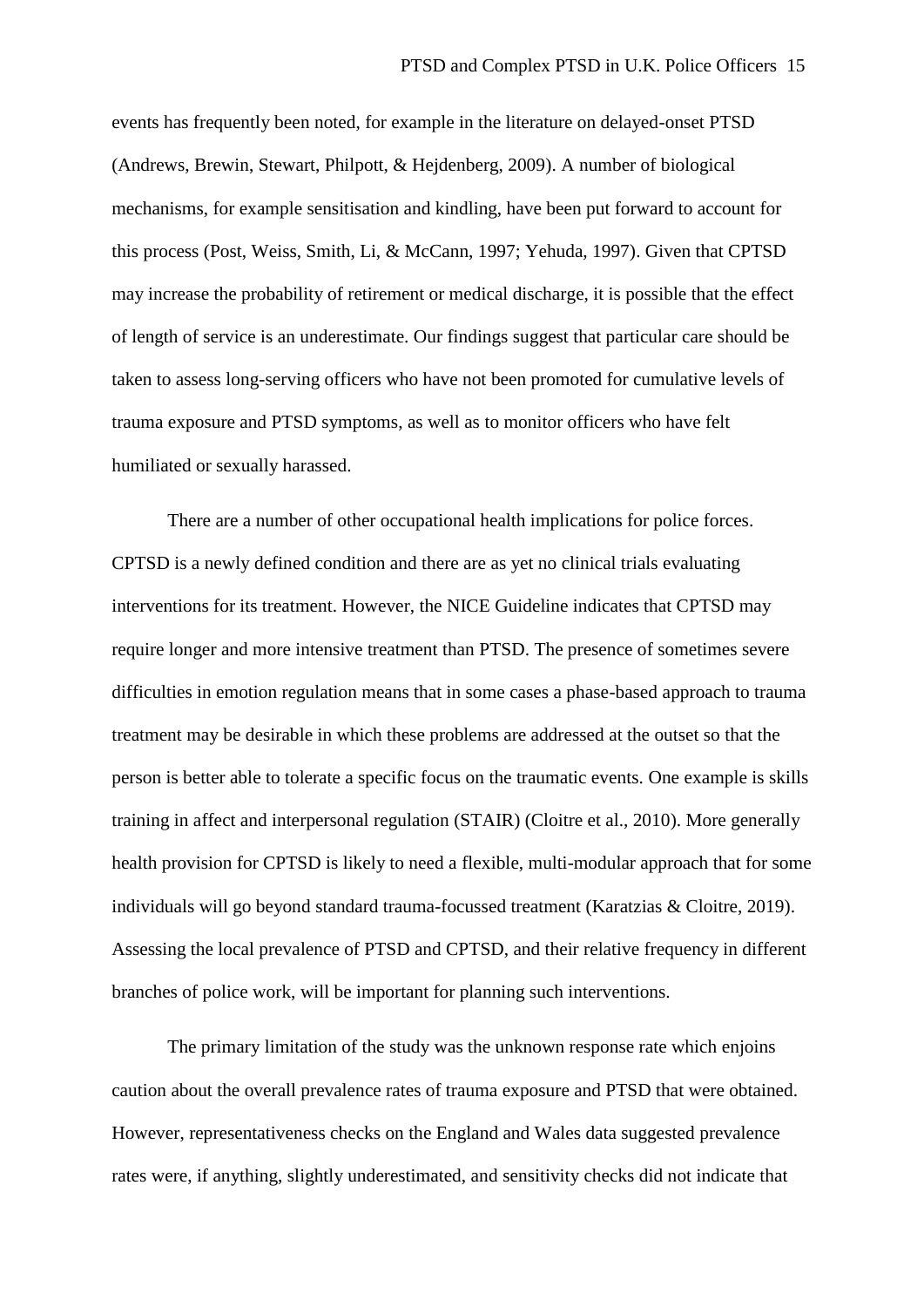events has frequently been noted, for example in the literature on delayed-onset PTSD (Andrews, Brewin, Stewart, Philpott, & Hejdenberg, 2009). A number of biological mechanisms, for example sensitisation and kindling, have been put forward to account for this process (Post, Weiss, Smith, Li, & McCann, 1997; Yehuda, 1997). Given that CPTSD may increase the probability of retirement or medical discharge, it is possible that the effect of length of service is an underestimate. Our findings suggest that particular care should be taken to assess long-serving officers who have not been promoted for cumulative levels of trauma exposure and PTSD symptoms, as well as to monitor officers who have felt humiliated or sexually harassed.

There are a number of other occupational health implications for police forces. CPTSD is a newly defined condition and there are as yet no clinical trials evaluating interventions for its treatment. However, the NICE Guideline indicates that CPTSD may require longer and more intensive treatment than PTSD. The presence of sometimes severe difficulties in emotion regulation means that in some cases a phase-based approach to trauma treatment may be desirable in which these problems are addressed at the outset so that the person is better able to tolerate a specific focus on the traumatic events. One example is skills training in affect and interpersonal regulation (STAIR) (Cloitre et al., 2010). More generally health provision for CPTSD is likely to need a flexible, multi-modular approach that for some individuals will go beyond standard trauma-focussed treatment (Karatzias & Cloitre, 2019). Assessing the local prevalence of PTSD and CPTSD, and their relative frequency in different branches of police work, will be important for planning such interventions.

The primary limitation of the study was the unknown response rate which enjoins caution about the overall prevalence rates of trauma exposure and PTSD that were obtained. However, representativeness checks on the England and Wales data suggested prevalence rates were, if anything, slightly underestimated, and sensitivity checks did not indicate that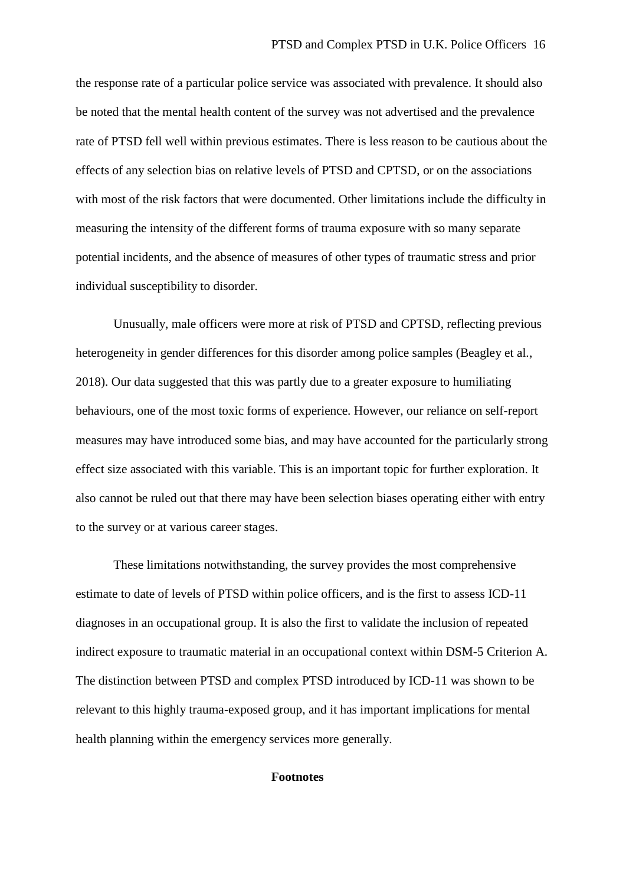the response rate of a particular police service was associated with prevalence. It should also be noted that the mental health content of the survey was not advertised and the prevalence rate of PTSD fell well within previous estimates. There is less reason to be cautious about the effects of any selection bias on relative levels of PTSD and CPTSD, or on the associations with most of the risk factors that were documented. Other limitations include the difficulty in measuring the intensity of the different forms of trauma exposure with so many separate potential incidents, and the absence of measures of other types of traumatic stress and prior individual susceptibility to disorder.

Unusually, male officers were more at risk of PTSD and CPTSD, reflecting previous heterogeneity in gender differences for this disorder among police samples (Beagley et al., 2018). Our data suggested that this was partly due to a greater exposure to humiliating behaviours, one of the most toxic forms of experience. However, our reliance on self-report measures may have introduced some bias, and may have accounted for the particularly strong effect size associated with this variable. This is an important topic for further exploration. It also cannot be ruled out that there may have been selection biases operating either with entry to the survey or at various career stages.

These limitations notwithstanding, the survey provides the most comprehensive estimate to date of levels of PTSD within police officers, and is the first to assess ICD-11 diagnoses in an occupational group. It is also the first to validate the inclusion of repeated indirect exposure to traumatic material in an occupational context within DSM-5 Criterion A. The distinction between PTSD and complex PTSD introduced by ICD-11 was shown to be relevant to this highly trauma-exposed group, and it has important implications for mental health planning within the emergency services more generally.

## Footnotes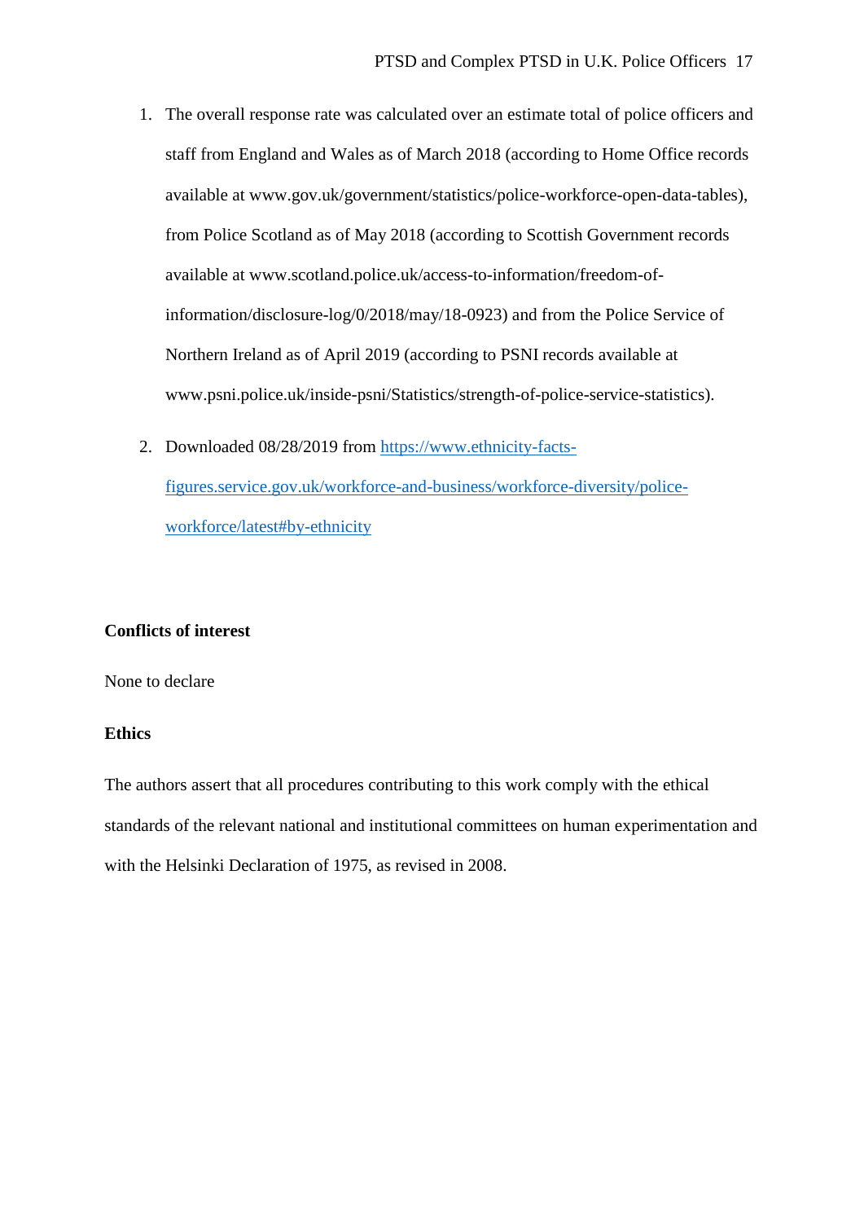1. The overall response rate was calculated over an estimate total of police officers and staff from England and Wales as of March 2018 (according to Home Office records available at www.gov.uk/government/statistics/police-workforce-open-data-tables), from Police Scotland as of May 2018 (according to Scottish Government records available at www.scotland.police.uk/access-to-information/freedom-of-information/disclosure-log/0/2018/may/18-0923) and from the Police Service of Northern Ireland as of April 2019 (according to PSNI records available at www.psni.police.uk/inside-psni/Statistics/strength-of-police-service-statistics).

2. Downloaded 08/28/2019 from [https://www.ethnicity-facts-figures.service.gov.uk/workforce-and-business/workforce-diversity/police-workforce/latest#by-ethnicity](https://www.ethnicity-facts-figures.service.gov.uk/workforce-and-business/workforce-diversity/police-workforce/latest#by-ethnicity)

**Conflicts of interest**

None to declare

**Ethics**

The authors assert that all procedures contributing to this work comply with the ethical standards of the relevant national and institutional committees on human experimentation and with the Helsinki Declaration of 1975, as revised in 2008.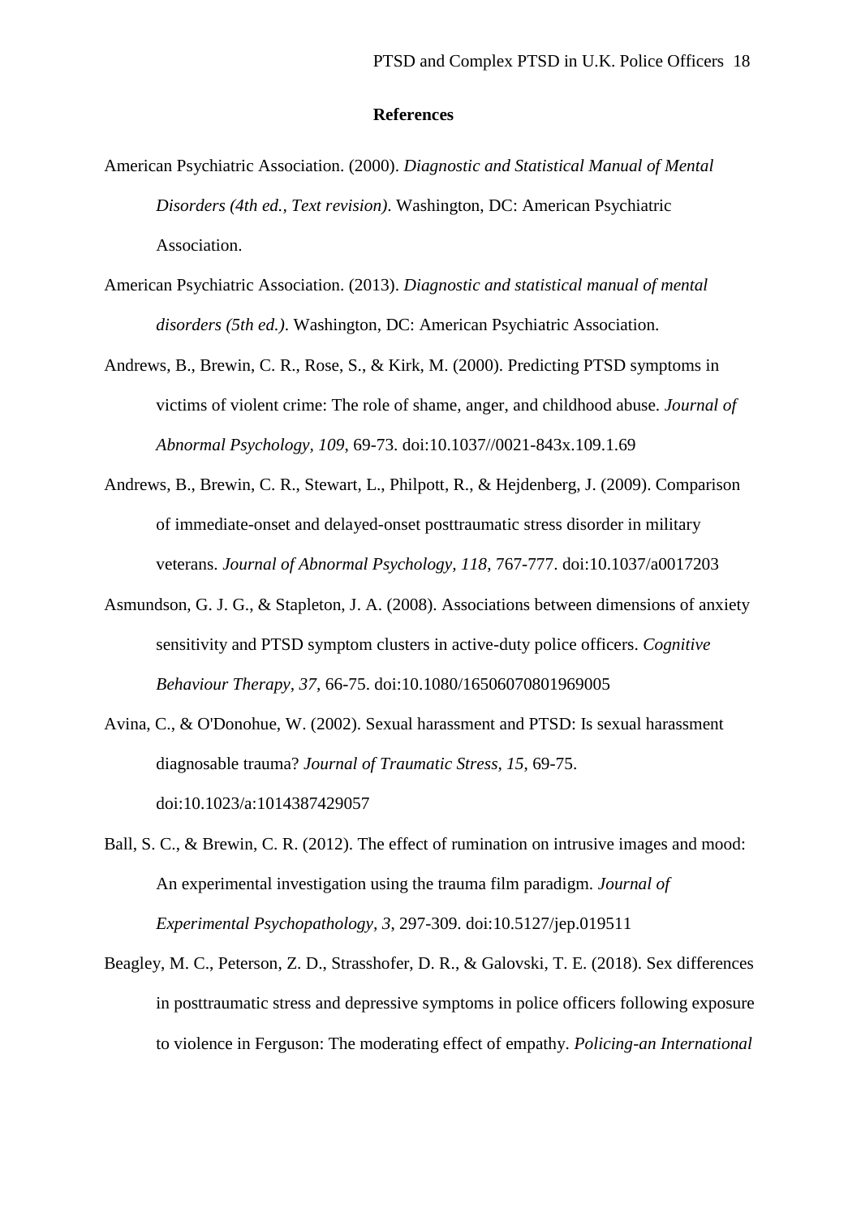# References

American Psychiatric Association. (2000). *Diagnostic and Statistical Manual of Mental Disorders (4th ed., Text revision)*. Washington, DC: American Psychiatric Association.

American Psychiatric Association. (2013). *Diagnostic and statistical manual of mental disorders (5th ed.)*. Washington, DC: American Psychiatric Association.

Andrews, B., Brewin, C. R., Rose, S., & Kirk, M. (2000). Predicting PTSD symptoms in victims of violent crime: The role of shame, anger, and childhood abuse. *Journal of Abnormal Psychology, 109*, 69-73. doi:10.1037//0021-843x.109.1.69

Andrews, B., Brewin, C. R., Stewart, L., Philpott, R., & Hejdenberg, J. (2009). Comparison of immediate-onset and delayed-onset posttraumatic stress disorder in military veterans. *Journal of Abnormal Psychology, 118*, 767-777. doi:10.1037/a0017203

Asmundson, G. J. G., & Stapleton, J. A. (2008). Associations between dimensions of anxiety sensitivity and PTSD symptom clusters in active-duty police officers. *Cognitive Behaviour Therapy, 37*, 66-75. doi:10.1080/16506070801969005

Avina, C., & O'Donohue, W. (2002). Sexual harassment and PTSD: Is sexual harassment diagnosable trauma? *Journal of Traumatic Stress, 15*, 69-75. doi:10.1023/a:1014387429057

Ball, S. C., & Brewin, C. R. (2012). The effect of rumination on intrusive images and mood: An experimental investigation using the trauma film paradigm. *Journal of Experimental Psychopathology, 3*, 297-309. doi:10.5127/jep.019511

Beagley, M. C., Peterson, Z. D., Strasshofer, D. R., & Galovski, T. E. (2018). Sex differences in posttraumatic stress and depressive symptoms in police officers following exposure to violence in Ferguson: The moderating effect of empathy. *Policing-an International*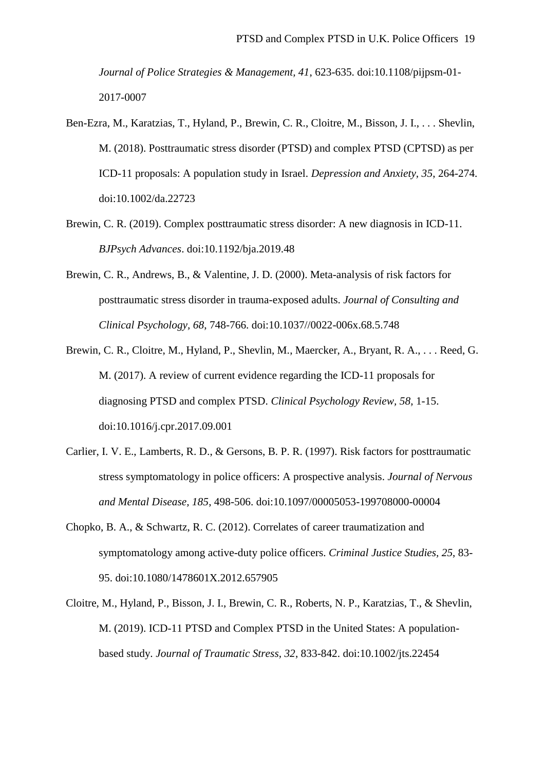*Journal of Police Strategies & Management*, *41*, 623-635. doi:10.1108/pijpsm-01-2017-0007

Ben-Ezra, M., Karatzias, T., Hyland, P., Brewin, C. R., Cloitre, M., Bisson, J. I., . . . Shevlin, M. (2018). Posttraumatic stress disorder (PTSD) and complex PTSD (CPTSD) as per ICD-11 proposals: A population study in Israel. *Depression and Anxiety, 35*, 264-274. doi:10.1002/da.22723

Brewin, C. R. (2019). Complex posttraumatic stress disorder: A new diagnosis in ICD-11. *BJPsych Advances*. doi:10.1192/bja.2019.48

Brewin, C. R., Andrews, B., & Valentine, J. D. (2000). Meta-analysis of risk factors for posttraumatic stress disorder in trauma-exposed adults. *Journal of Consulting and Clinical Psychology, 68*, 748-766. doi:10.1037//0022-006x.68.5.748

Brewin, C. R., Cloitre, M., Hyland, P., Shevlin, M., Maercker, A., Bryant, R. A., . . . Reed, G. M. (2017). A review of current evidence regarding the ICD-11 proposals for diagnosing PTSD and complex PTSD. *Clinical Psychology Review, 58*, 1-15. doi:10.1016/j.cpr.2017.09.001

Carlier, I. V. E., Lamberts, R. D., & Gersons, B. P. R. (1997). Risk factors for posttraumatic stress symptomatology in police officers: A prospective analysis. *Journal of Nervous and Mental Disease, 185*, 498-506. doi:10.1097/00005053-199708000-00004

Chopko, B. A., & Schwartz, R. C. (2012). Correlates of career traumatization and symptomatology among active-duty police officers. *Criminal Justice Studies, 25*, 83-95. doi:10.1080/1478601X.2012.657905

Cloitre, M., Hyland, P., Bisson, J. I., Brewin, C. R., Roberts, N. P., Karatzias, T., & Shevlin, M. (2019). ICD-11 PTSD and Complex PTSD in the United States: A population-based study. *Journal of Traumatic Stress, 32*, 833-842. doi:10.1002/jts.22454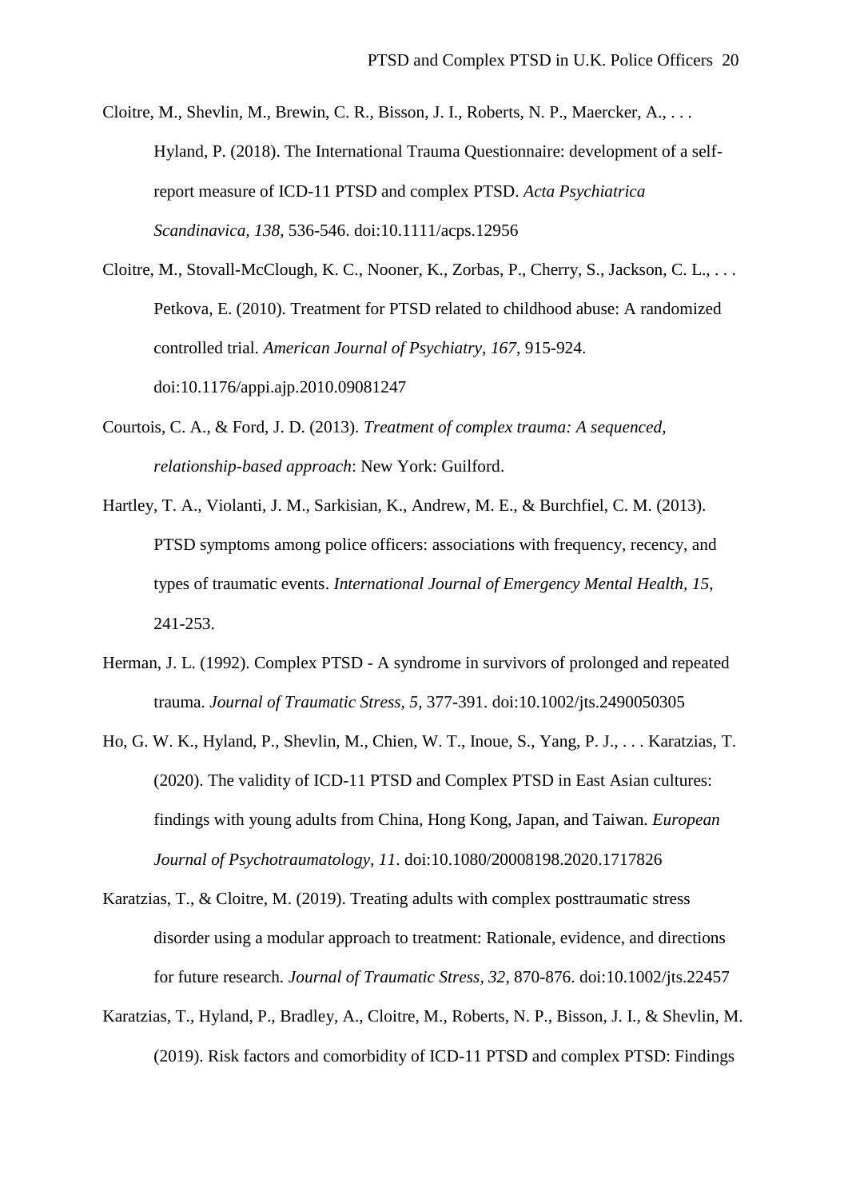Cloitre, M., Shevlin, M., Brewin, C. R., Bisson, J. I., Roberts, N. P., Maercker, A., . . . Hyland, P. (2018). The International Trauma Questionnaire: development of a self-report measure of ICD-11 PTSD and complex PTSD. *Acta Psychiatrica Scandinavica, 138*, 536-546. doi:10.1111/acps.12956

Cloitre, M., Stovall-McClough, K. C., Nooner, K., Zorbas, P., Cherry, S., Jackson, C. L., . . . Petkova, E. (2010). Treatment for PTSD related to childhood abuse: A randomized controlled trial. *American Journal of Psychiatry, 167*, 915-924. doi:10.1176/appi.ajp.2010.09081247

Courtois, C. A., & Ford, J. D. (2013). *Treatment of complex trauma: A sequenced, relationship-based approach*: New York: Guilford.

Hartley, T. A., Violanti, J. M., Sarkisian, K., Andrew, M. E., & Burchfiel, C. M. (2013). PTSD symptoms among police officers: associations with frequency, recency, and types of traumatic events. *International Journal of Emergency Mental Health, 15*, 241-253.

Herman, J. L. (1992). Complex PTSD - A syndrome in survivors of prolonged and repeated trauma. *Journal of Traumatic Stress, 5*, 377-391. doi:10.1002/jts.2490050305

Ho, G. W. K., Hyland, P., Shevlin, M., Chien, W. T., Inoue, S., Yang, P. J., . . . Karatzias, T. (2020). The validity of ICD-11 PTSD and Complex PTSD in East Asian cultures: findings with young adults from China, Hong Kong, Japan, and Taiwan. *European Journal of Psychotraumatology, 11*. doi:10.1080/20008198.2020.1717826

Karatzias, T., & Cloitre, M. (2019). Treating adults with complex posttraumatic stress disorder using a modular approach to treatment: Rationale, evidence, and directions for future research. *Journal of Traumatic Stress, 32*, 870-876. doi:10.1002/jts.22457

Karatzias, T., Hyland, P., Bradley, A., Cloitre, M., Roberts, N. P., Bisson, J. I., & Shevlin, M. (2019). Risk factors and comorbidity of ICD-11 PTSD and complex PTSD: Findings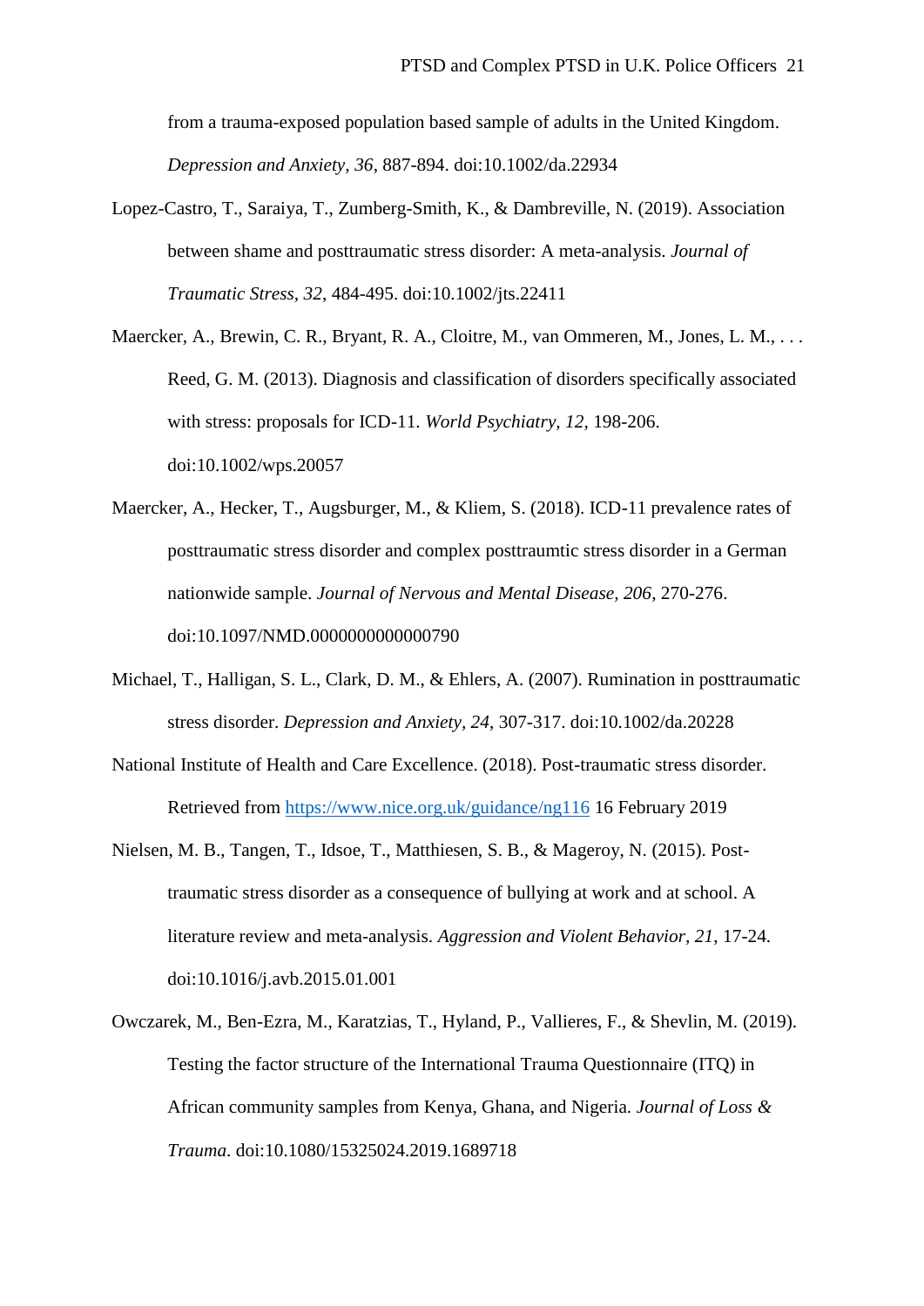from a trauma-exposed population based sample of adults in the United Kingdom. *Depression and Anxiety, 36*, 887-894. doi:10.1002/da.22934

Lopez-Castro, T., Saraiya, T., Zumberg-Smith, K., & Dambreville, N. (2019). Association between shame and posttraumatic stress disorder: A meta-analysis. *Journal of Traumatic Stress, 32*, 484-495. doi:10.1002/jts.22411

Maercker, A., Brewin, C. R., Bryant, R. A., Cloitre, M., van Ommeren, M., Jones, L. M., . . . Reed, G. M. (2013). Diagnosis and classification of disorders specifically associated with stress: proposals for ICD-11. *World Psychiatry, 12*, 198-206. doi:10.1002/wps.20057

Maercker, A., Hecker, T., Augsburger, M., & Kliem, S. (2018). ICD-11 prevalence rates of posttraumatic stress disorder and complex posttraumtic stress disorder in a German nationwide sample. *Journal of Nervous and Mental Disease, 206*, 270-276. doi:10.1097/NMD.0000000000000790

Michael, T., Halligan, S. L., Clark, D. M., & Ehlers, A. (2007). Rumination in posttraumatic stress disorder. *Depression and Anxiety, 24*, 307-317. doi:10.1002/da.20228

National Institute of Health and Care Excellence. (2018). Post-traumatic stress disorder. Retrieved from https://www.nice.org.uk/guidance/ng116 16 February 2019

Nielsen, M. B., Tangen, T., Idsoe, T., Matthiesen, S. B., & Mageroy, N. (2015). Post-traumatic stress disorder as a consequence of bullying at work and at school. A literature review and meta-analysis. *Aggression and Violent Behavior, 21*, 17-24. doi:10.1016/j.avb.2015.01.001

Owczarek, M., Ben-Ezra, M., Karatzias, T., Hyland, P., Vallieres, F., & Shevlin, M. (2019). Testing the factor structure of the International Trauma Questionnaire (ITQ) in African community samples from Kenya, Ghana, and Nigeria. *Journal of Loss & Trauma*. doi:10.1080/15325024.2019.1689718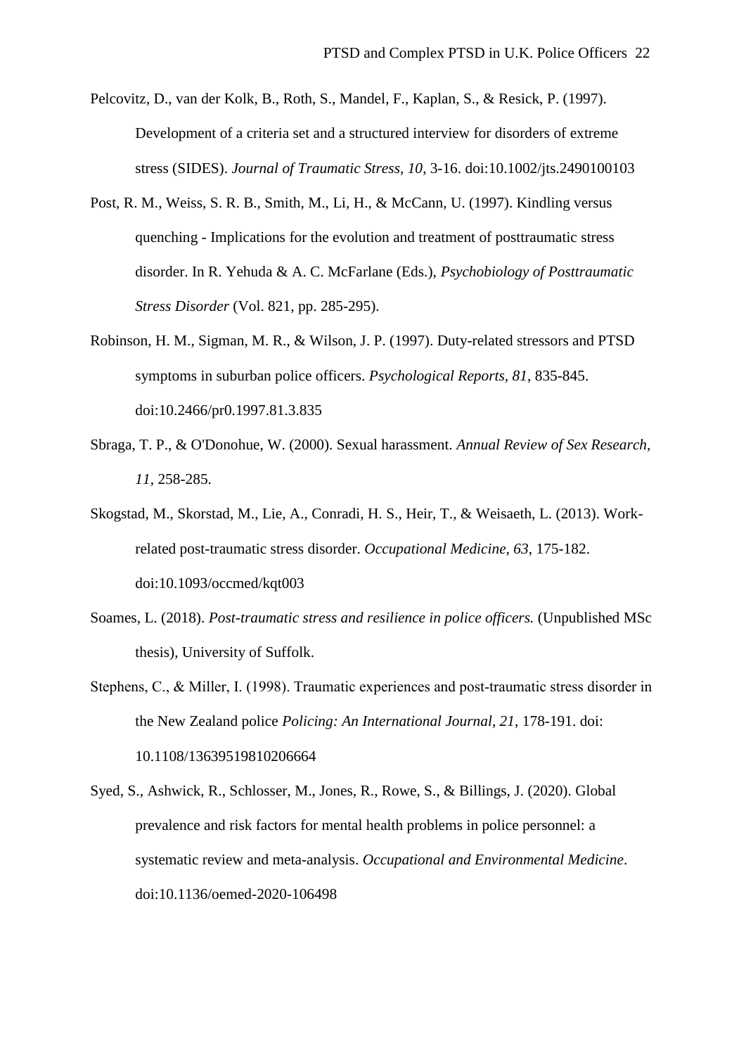Pelcovitz, D., van der Kolk, B., Roth, S., Mandel, F., Kaplan, S., & Resick, P. (1997). Development of a criteria set and a structured interview for disorders of extreme stress (SIDES). *Journal of Traumatic Stress*, *10*, 3-16. doi:10.1002/jts.2490100103

Post, R. M., Weiss, S. R. B., Smith, M., Li, H., & McCann, U. (1997). Kindling versus quenching - Implications for the evolution and treatment of posttraumatic stress disorder. In R. Yehuda & A. C. McFarlane (Eds.), *Psychobiology of Posttraumatic Stress Disorder* (Vol. 821, pp. 285-295).

Robinson, H. M., Sigman, M. R., & Wilson, J. P. (1997). Duty-related stressors and PTSD symptoms in suburban police officers. *Psychological Reports*, *81*, 835-845. doi:10.2466/pr0.1997.81.3.835

Sbraga, T. P., & O'Donohue, W. (2000). Sexual harassment. *Annual Review of Sex Research*, *11*, 258-285.

Skogstad, M., Skorstad, M., Lie, A., Conradi, H. S., Heir, T., & Weisaeth, L. (2013). Work-related post-traumatic stress disorder. *Occupational Medicine, 63*, 175-182. doi:10.1093/occmed/kqt003

Soames, L. (2018). *Post-traumatic stress and resilience in police officers.* (Unpublished MSc thesis), University of Suffolk.

Stephens, C., & Miller, I. (1998). Traumatic experiences and post-traumatic stress disorder in the New Zealand police *Policing: An International Journal*, *21*, 178-191. doi: 10.1108/13639519810206664

Syed, S., Ashwick, R., Schlosser, M., Jones, R., Rowe, S., & Billings, J. (2020). Global prevalence and risk factors for mental health problems in police personnel: a systematic review and meta-analysis. *Occupational and Environmental Medicine*. doi:10.1136/oemed-2020-106498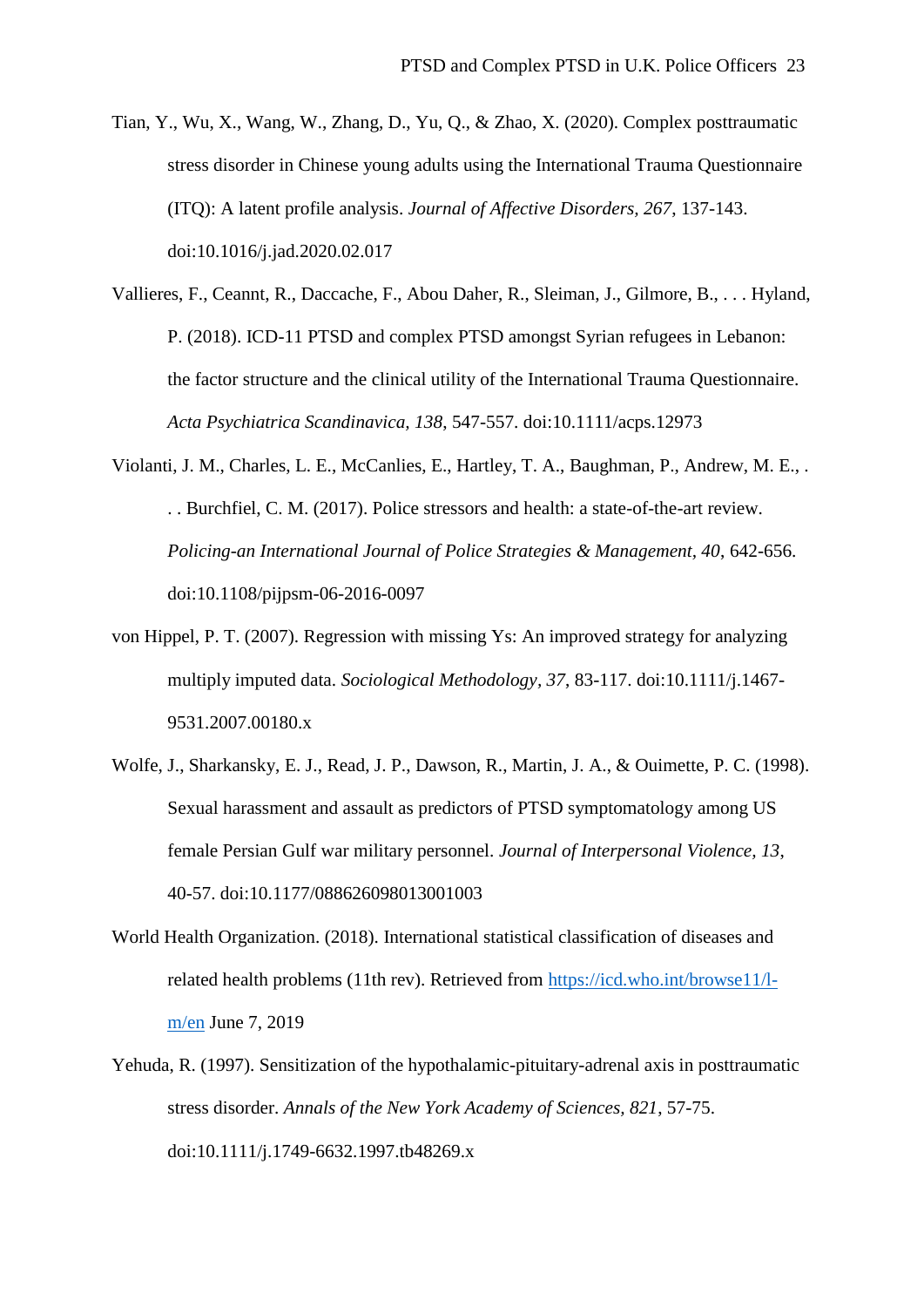Tian, Y., Wu, X., Wang, W., Zhang, D., Yu, Q., & Zhao, X. (2020). Complex posttraumatic stress disorder in Chinese young adults using the International Trauma Questionnaire (ITQ): A latent profile analysis. *Journal of Affective Disorders, 267*, 137-143. doi:10.1016/j.jad.2020.02.017

Vallieres, F., Ceannt, R., Daccache, F., Abou Daher, R., Sleiman, J., Gilmore, B., . . . Hyland, P. (2018). ICD-11 PTSD and complex PTSD amongst Syrian refugees in Lebanon: the factor structure and the clinical utility of the International Trauma Questionnaire. *Acta Psychiatrica Scandinavica, 138*, 547-557. doi:10.1111/acps.12973

Violanti, J. M., Charles, L. E., McCanlies, E., Hartley, T. A., Baughman, P., Andrew, M. E., . . . Burchfiel, C. M. (2017). Police stressors and health: a state-of-the-art review. *Policing-an International Journal of Police Strategies & Management, 40*, 642-656. doi:10.1108/pijpsm-06-2016-0097

von Hippel, P. T. (2007). Regression with missing Ys: An improved strategy for analyzing multiply imputed data. *Sociological Methodology, 37*, 83-117. doi:10.1111/j.1467-9531.2007.00180.x

Wolfe, J., Sharkansky, E. J., Read, J. P., Dawson, R., Martin, J. A., & Ouimette, P. C. (1998). Sexual harassment and assault as predictors of PTSD symptomatology among US female Persian Gulf war military personnel. *Journal of Interpersonal Violence, 13*, 40-57. doi:10.1177/088626098013001003

World Health Organization. (2018). International statistical classification of diseases and related health problems (11th rev). Retrieved from [https://icd.who.int/browse11/l-m/en](https://icd.who.int/browse11/l-m/en) June 7, 2019

Yehuda, R. (1997). Sensitization of the hypothalamic-pituitary-adrenal axis in posttraumatic stress disorder. *Annals of the New York Academy of Sciences, 821*, 57-75. doi:10.1111/j.1749-6632.1997.tb48269.x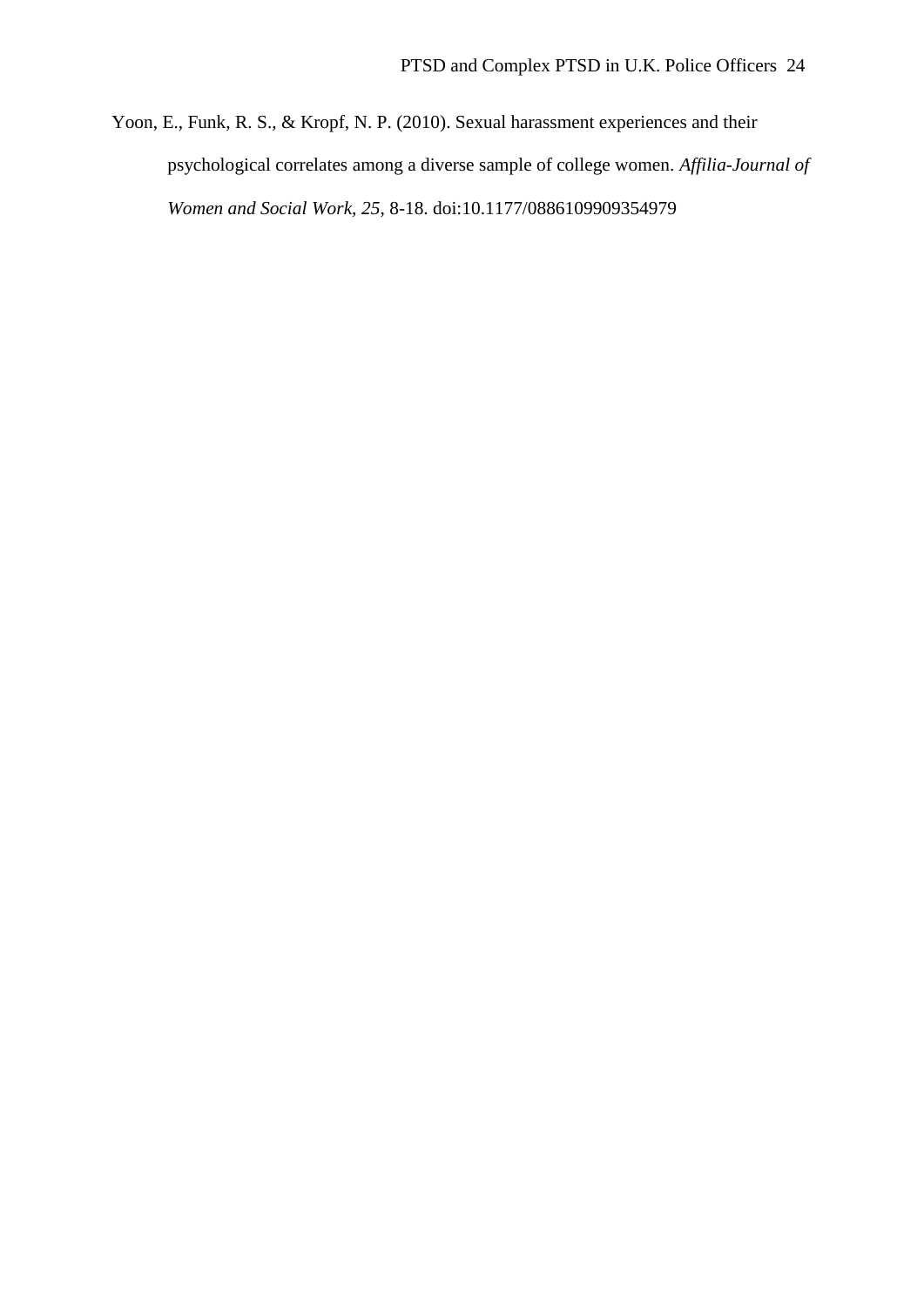Yoon, E., Funk, R. S., & Kropf, N. P. (2010). Sexual harassment experiences and their psychological correlates among a diverse sample of college women. *Affilia-Journal of Women and Social Work, 25*, 8-18. doi:10.1177/0886109909354979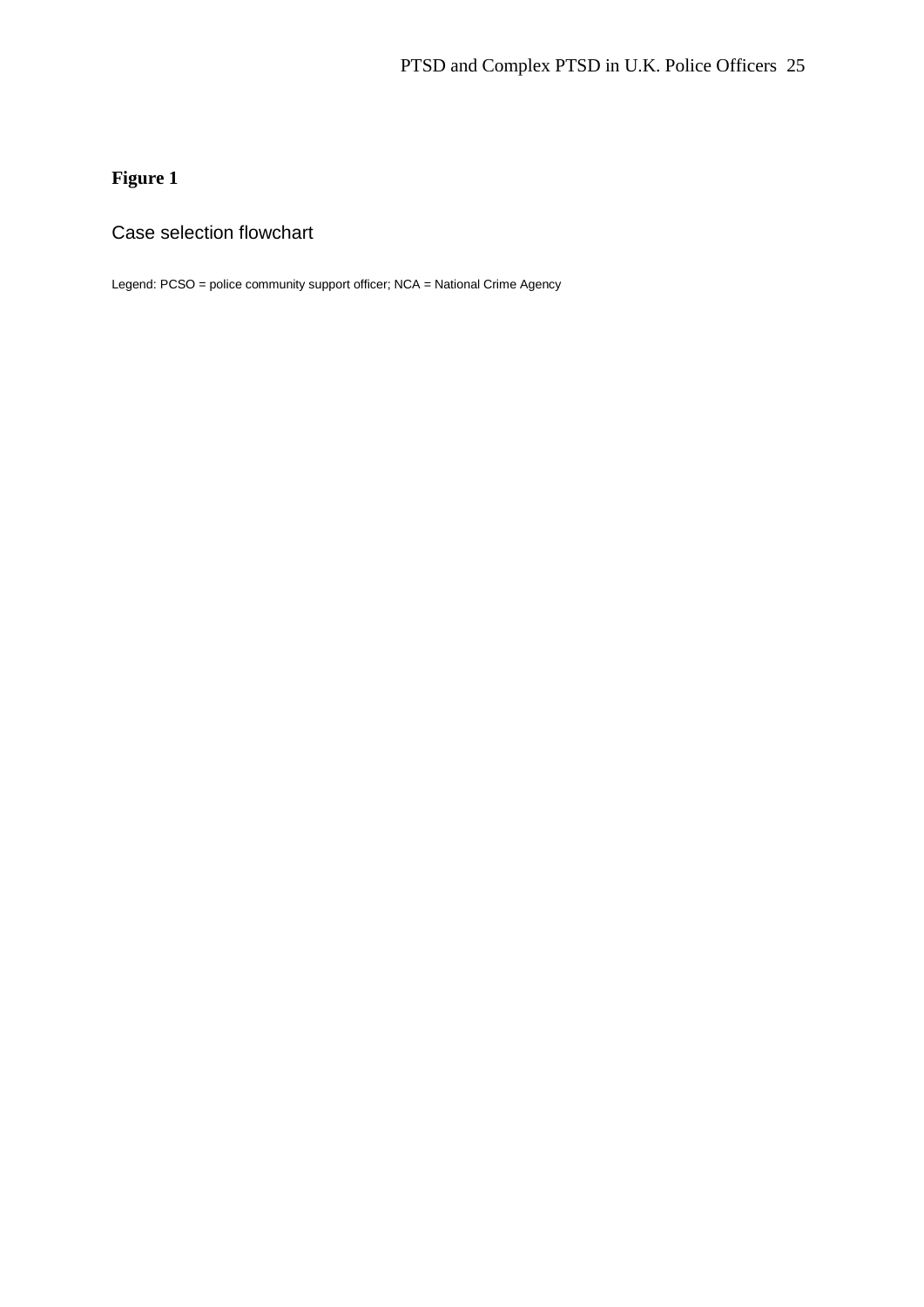**Figure 1**

Case selection flowchart

Legend: PCSO = police community support officer; NCA = National Crime Agency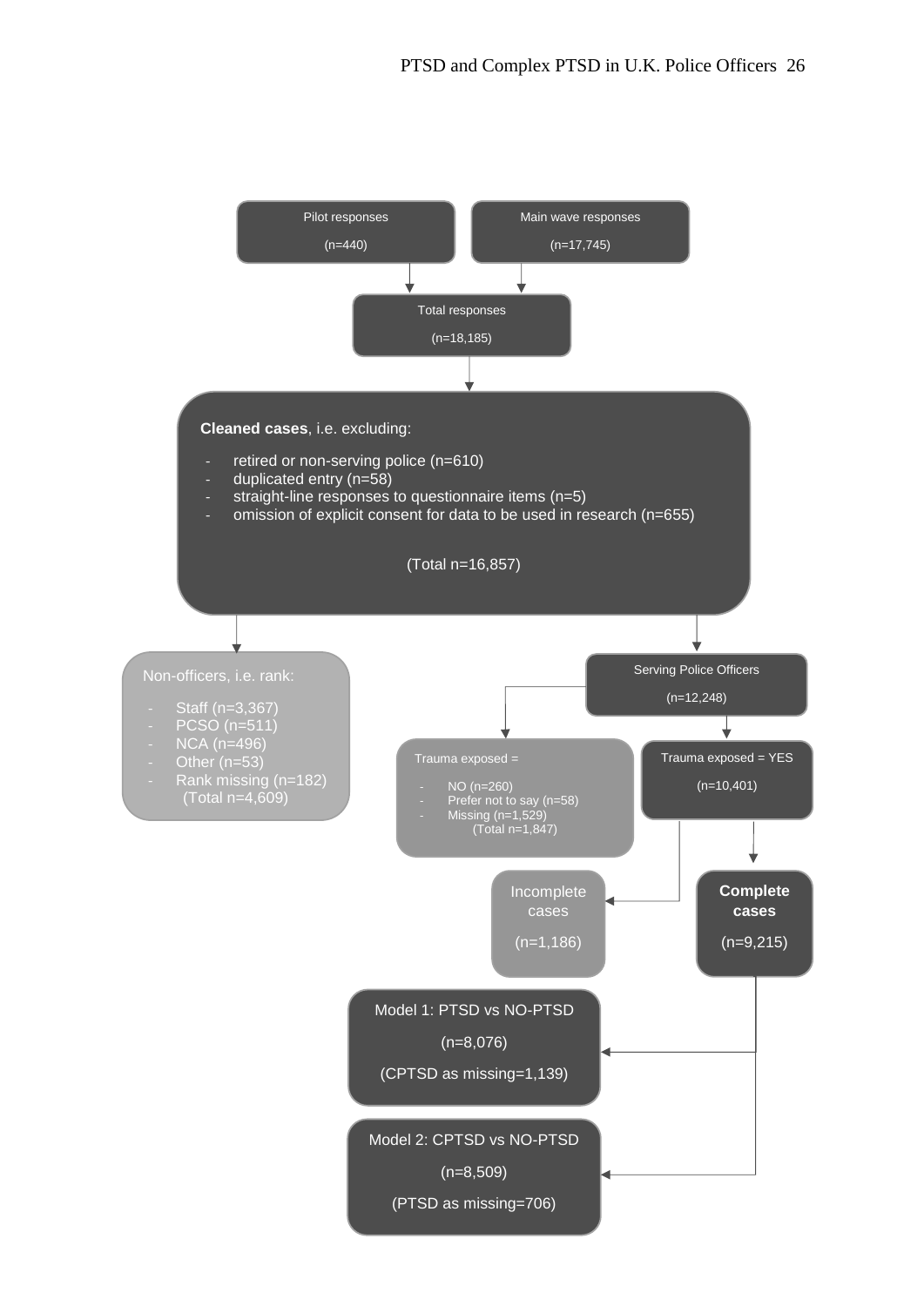Pilot responses

(n=440)

Main wave responses

(n=17,745)

Total responses

(n=18,185)

**Cleaned cases**, i.e. excluding:

- retired or non-serving police (n=610)
- duplicated entry (n=58)
- straight-line responses to questionnaire items (n=5)
- omission of explicit consent for data to be used in research (n=655)

(Total n=16,857)

Non-officers, i.e. rank:

- Staff (n=3,367)
- PCSO (n=511)
- NCA (n=496)
- Other (n=53)
- Rank missing (n=182)

(Total n=4,609)

Serving Police Officers

(n=12,248)

Trauma exposed =

- NO (n=260)
- Prefer not to say (n=58)
- Missing (n=1,529)

(Total n=1,847)

Trauma exposed = YES

(n=10,401)

Incomplete cases

(n=1,186)

**Complete cases**

(n=9,215)

Model 1: PTSD vs NO-PTSD

(n=8,076)

(CPTSD as missing=1,139)

Model 2: CPTSD vs NO-PTSD

(n=8,509)

(PTSD as missing=706)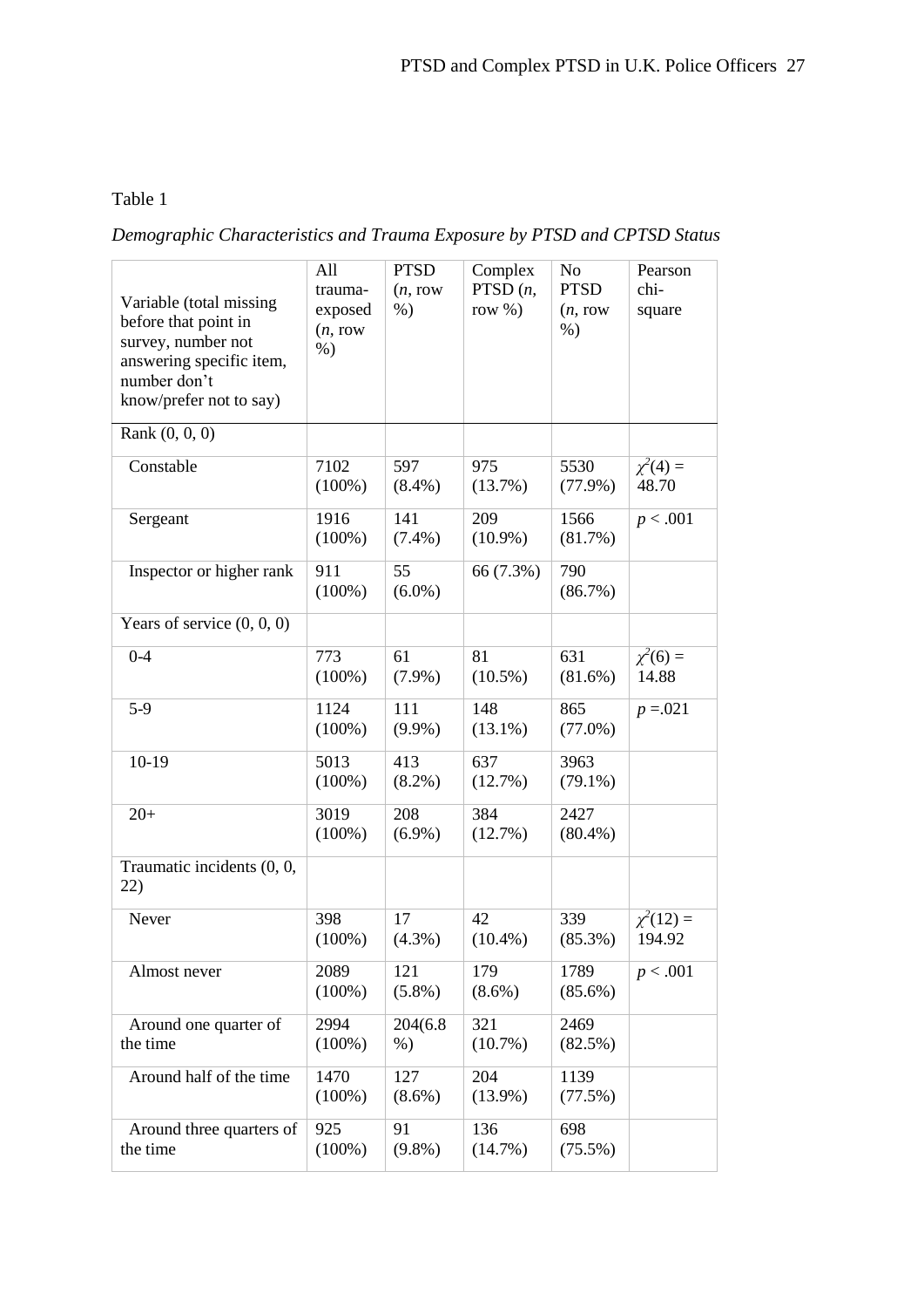Table 1

*Demographic Characteristics and Trauma Exposure by PTSD and CPTSD Status*

| Variable (total missing before that point in survey, number not answering specific item, number don't know/prefer not to say) | All trauma-exposed (*n*, row %) | PTSD (*n*, row %) | Complex PTSD (*n*, row %) | No PTSD (*n*, row %) | Pearson chi-square |
|---|---|---|---|---|---|
| Rank (0, 0, 0) | | | | | |
| Constable | 7102 (100%) | 597 (8.4%) | 975 (13.7%) | 5530 (77.9%) | $\chi^2(4) = 48.70$ |
| Sergeant | 1916 (100%) | 141 (7.4%) | 209 (10.9%) | 1566 (81.7%) | $p < .001$ |
| Inspector or higher rank | 911 (100%) | 55 (6.0%) | 66 (7.3%) | 790 (86.7%) | |
| Years of service (0, 0, 0) | | | | | |
| 0-4 | 773 (100%) | 61 (7.9%) | 81 (10.5%) | 631 (81.6%) | $\chi^2(6) = 14.88$ |
| 5-9 | 1124 (100%) | 111 (9.9%) | 148 (13.1%) | 865 (77.0%) | $p = .021$ |
| 10-19 | 5013 (100%) | 413 (8.2%) | 637 (12.7%) | 3963 (79.1%) | |
| 20+ | 3019 (100%) | 208 (6.9%) | 384 (12.7%) | 2427 (80.4%) | |
| Traumatic incidents (0, 0, 22) | | | | | |
| Never | 398 (100%) | 17 (4.3%) | 42 (10.4%) | 339 (85.3%) | $\chi^2(12) = 194.92$ |
| Almost never | 2089 (100%) | 121 (5.8%) | 179 (8.6%) | 1789 (85.6%) | $p < .001$ |
| Around one quarter of the time | 2994 (100%) | 204(6.8 %) | 321 (10.7%) | 2469 (82.5%) | |
| Around half of the time | 1470 (100%) | 127 (8.6%) | 204 (13.9%) | 1139 (77.5%) | |
| Around three quarters of the time | 925 (100%) | 91 (9.8%) | 136 (14.7%) | 698 (75.5%) | |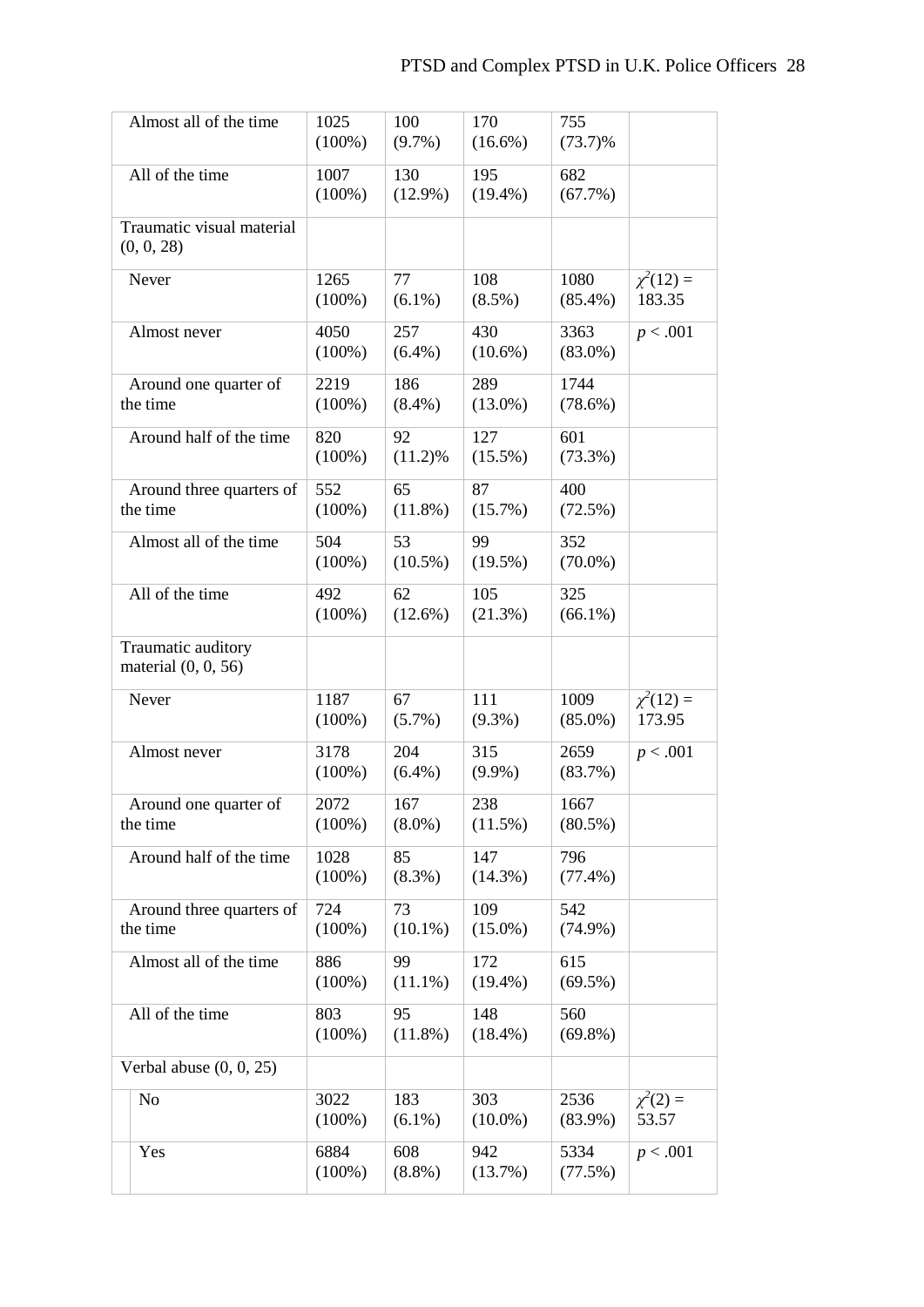| | | | | | |
|---|---|---|---|---|---|
| Almost all of the time | 1025 (100%) | 100 (9.7%) | 170 (16.6%) | 755 (73.7)% | |
| All of the time | 1007 (100%) | 130 (12.9%) | 195 (19.4%) | 682 (67.7%) | |
| Traumatic visual material (0, 0, 28) | | | | | |
| Never | 1265 (100%) | 77 (6.1%) | 108 (8.5%) | 1080 (85.4%) | $\chi^2(12) =$ 183.35 |
| Almost never | 4050 (100%) | 257 (6.4%) | 430 (10.6%) | 3363 (83.0%) | $p < .001$ |
| Around one quarter of the time | 2219 (100%) | 186 (8.4%) | 289 (13.0%) | 1744 (78.6%) | |
| Around half of the time | 820 (100%) | 92 (11.2)% | 127 (15.5%) | 601 (73.3%) | |
| Around three quarters of the time | 552 (100%) | 65 (11.8%) | 87 (15.7%) | 400 (72.5%) | |
| Almost all of the time | 504 (100%) | 53 (10.5%) | 99 (19.5%) | 352 (70.0%) | |
| All of the time | 492 (100%) | 62 (12.6%) | 105 (21.3%) | 325 (66.1%) | |
| Traumatic auditory material (0, 0, 56) | | | | | |
| Never | 1187 (100%) | 67 (5.7%) | 111 (9.3%) | 1009 (85.0%) | $\chi^2(12) =$ 173.95 |
| Almost never | 3178 (100%) | 204 (6.4%) | 315 (9.9%) | 2659 (83.7%) | $p < .001$ |
| Around one quarter of the time | 2072 (100%) | 167 (8.0%) | 238 (11.5%) | 1667 (80.5%) | |
| Around half of the time | 1028 (100%) | 85 (8.3%) | 147 (14.3%) | 796 (77.4%) | |
| Around three quarters of the time | 724 (100%) | 73 (10.1%) | 109 (15.0%) | 542 (74.9%) | |
| Almost all of the time | 886 (100%) | 99 (11.1%) | 172 (19.4%) | 615 (69.5%) | |
| All of the time | 803 (100%) | 95 (11.8%) | 148 (18.4%) | 560 (69.8%) | |
| Verbal abuse (0, 0, 25) | | | | | |
| No | 3022 (100%) | 183 (6.1%) | 303 (10.0%) | 2536 (83.9%) | $\chi^2(2) =$ 53.57 |
| Yes | 6884 (100%) | 608 (8.8%) | 942 (13.7%) | 5334 (77.5%) | $p < .001$ |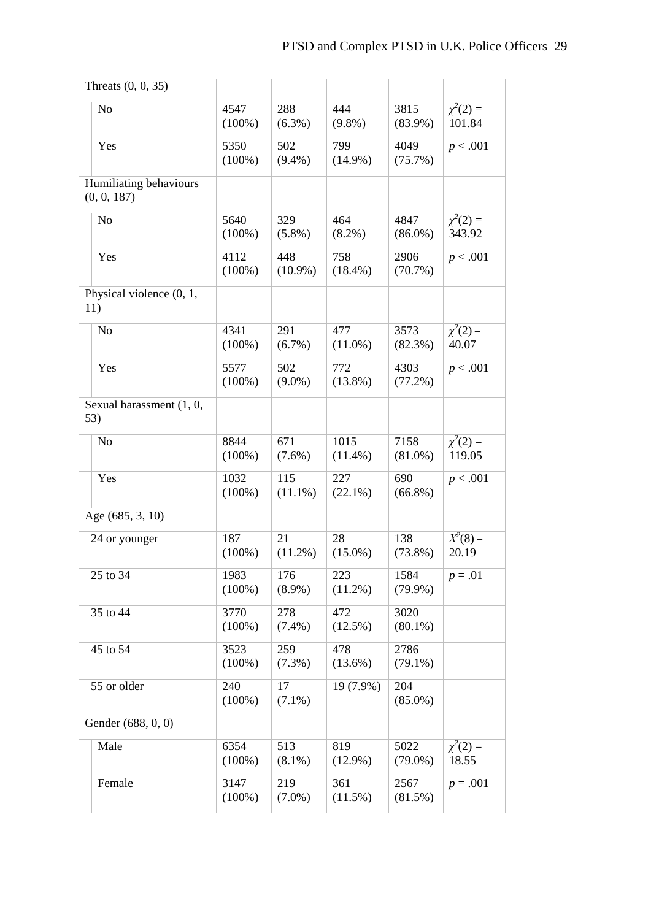| | | | | | |
|---|---|---|---|---|---|
| Threats (0, 0, 35) | | | | | |
| No | 4547 (100%) | 288 (6.3%) | 444 (9.8%) | 3815 (83.9%) | $\chi^2(2) =$ 101.84 |
| Yes | 5350 (100%) | 502 (9.4%) | 799 (14.9%) | 4049 (75.7%) | $p < .001$ |
| Humiliating behaviours (0, 0, 187) | | | | | |
| No | 5640 (100%) | 329 (5.8%) | 464 (8.2%) | 4847 (86.0%) | $\chi^2(2) =$ 343.92 |
| Yes | 4112 (100%) | 448 (10.9%) | 758 (18.4%) | 2906 (70.7%) | $p < .001$ |
| Physical violence (0, 1, 11) | | | | | |
| No | 4341 (100%) | 291 (6.7%) | 477 (11.0%) | 3573 (82.3%) | $\chi^2(2) =$ 40.07 |
| Yes | 5577 (100%) | 502 (9.0%) | 772 (13.8%) | 4303 (77.2%) | $p < .001$ |
| Sexual harassment (1, 0, 53) | | | | | |
| No | 8844 (100%) | 671 (7.6%) | 1015 (11.4%) | 7158 (81.0%) | $\chi^2(2) =$ 119.05 |
| Yes | 1032 (100%) | 115 (11.1%) | 227 (22.1%) | 690 (66.8%) | $p < .001$ |
| Age (685, 3, 10) | | | | | |
| 24 or younger | 187 (100%) | 21 (11.2%) | 28 (15.0%) | 138 (73.8%) | $X^2(8) =$ 20.19 |
| 25 to 34 | 1983 (100%) | 176 (8.9%) | 223 (11.2%) | 1584 (79.9%) | $p = .01$ |
| 35 to 44 | 3770 (100%) | 278 (7.4%) | 472 (12.5%) | 3020 (80.1%) | |
| 45 to 54 | 3523 (100%) | 259 (7.3%) | 478 (13.6%) | 2786 (79.1%) | |
| 55 or older | 240 (100%) | 17 (7.1%) | 19 (7.9%) | 204 (85.0%) | |
| Gender (688, 0, 0) | | | | | |
| Male | 6354 (100%) | 513 (8.1%) | 819 (12.9%) | 5022 (79.0%) | $\chi^2(2) =$ 18.55 |
| Female | 3147 (100%) | 219 (7.0%) | 361 (11.5%) | 2567 (81.5%) | $p = .001$ |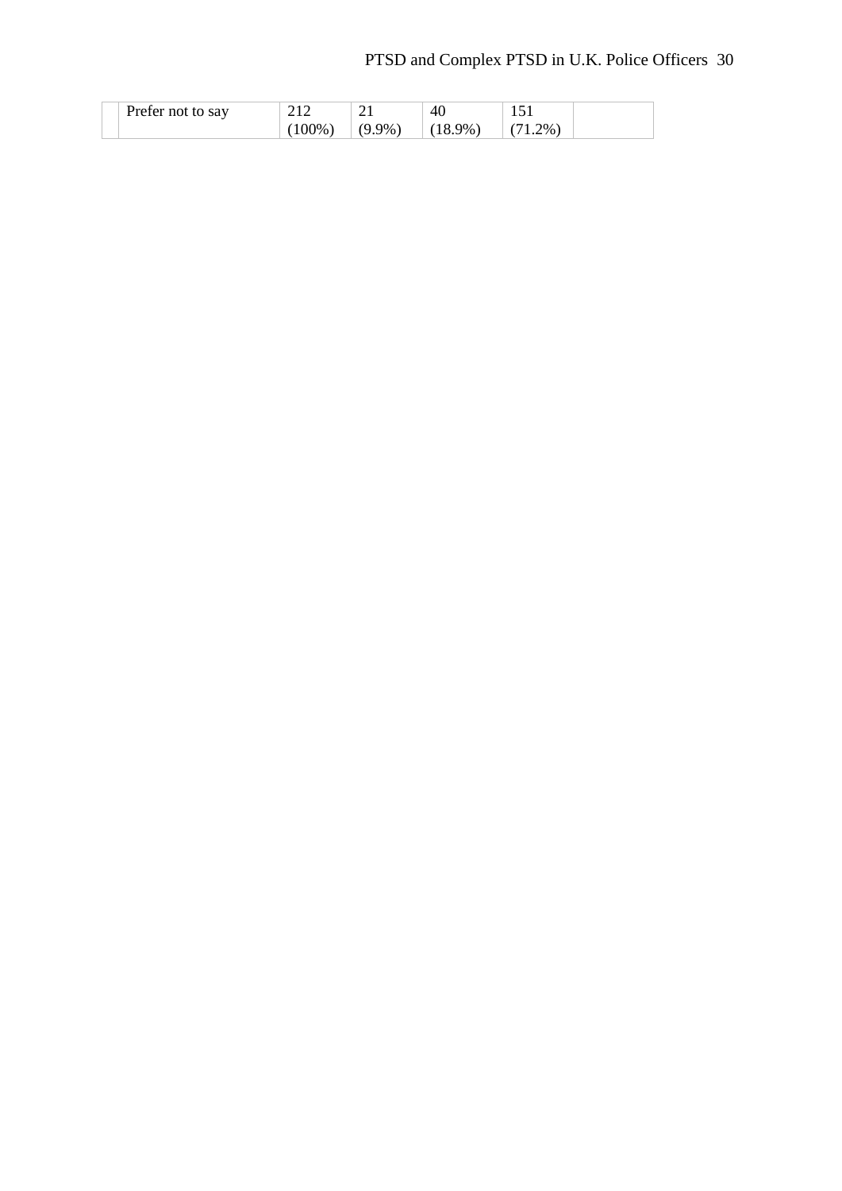| | | | | | | |
|---|---|---|---|---|---|---|
| | Prefer not to say | 212 (100%) | 21 (9.9%) | 40 (18.9%) | 151 (71.2%) | |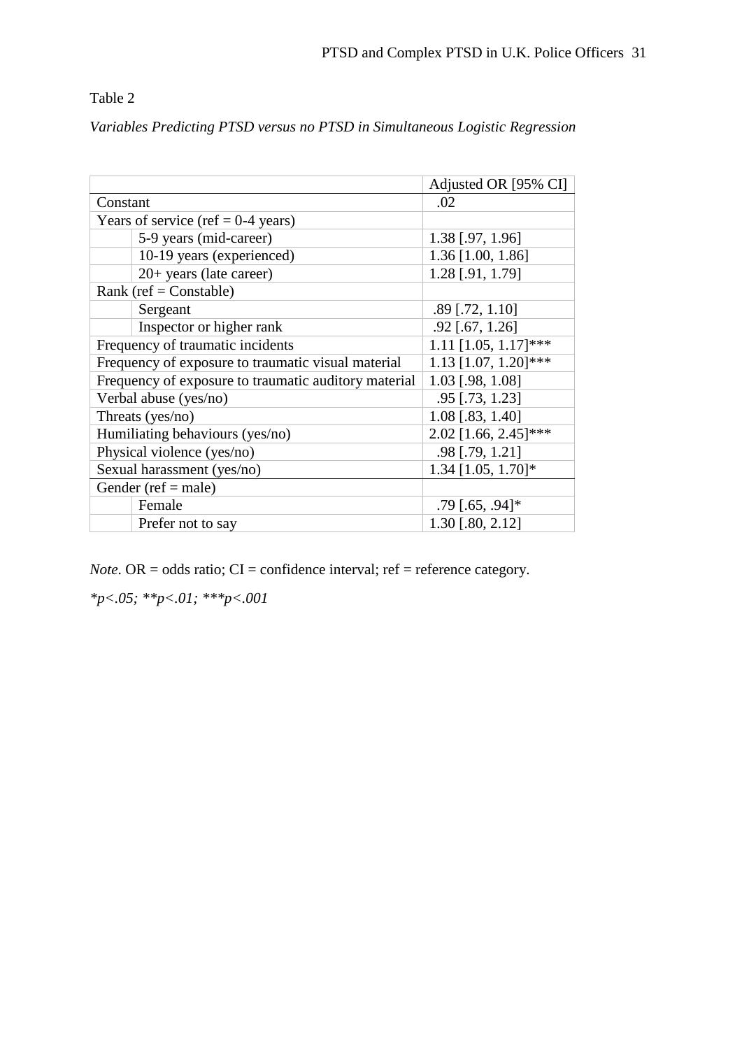Table 2

*Variables Predicting PTSD versus no PTSD in Simultaneous Logistic Regression*

| | | Adjusted OR [95% CI] |
|---|---|---|
| Constant | | .02 |
| Years of service (ref = 0-4 years) | | |
| | 5-9 years (mid-career) | 1.38 [.97, 1.96] |
| | 10-19 years (experienced) | 1.36 [1.00, 1.86] |
| | 20+ years (late career) | 1.28 [.91, 1.79] |
| Rank (ref = Constable) | | |
| | Sergeant | .89 [.72, 1.10] |
| | Inspector or higher rank | .92 [.67, 1.26] |
| Frequency of traumatic incidents | | 1.11 [1.05, 1.17]*** |
| Frequency of exposure to traumatic visual material | | 1.13 [1.07, 1.20]*** |
| Frequency of exposure to traumatic auditory material | | 1.03 [.98, 1.08] |
| Verbal abuse (yes/no) | | .95 [.73, 1.23] |
| Threats (yes/no) | | 1.08 [.83, 1.40] |
| Humiliating behaviours (yes/no) | | 2.02 [1.66, 2.45]*** |
| Physical violence (yes/no) | | .98 [.79, 1.21] |
| Sexual harassment (yes/no) | | 1.34 [1.05, 1.70]* |
| Gender (ref = male) | | |
| | Female | .79 [.65, .94]* |
| | Prefer not to say | 1.30 [.80, 2.12] |

*Note*. OR = odds ratio; CI = confidence interval; ref = reference category.

*\*p<.05; \*\*p<.01; \*\*\*p<.001*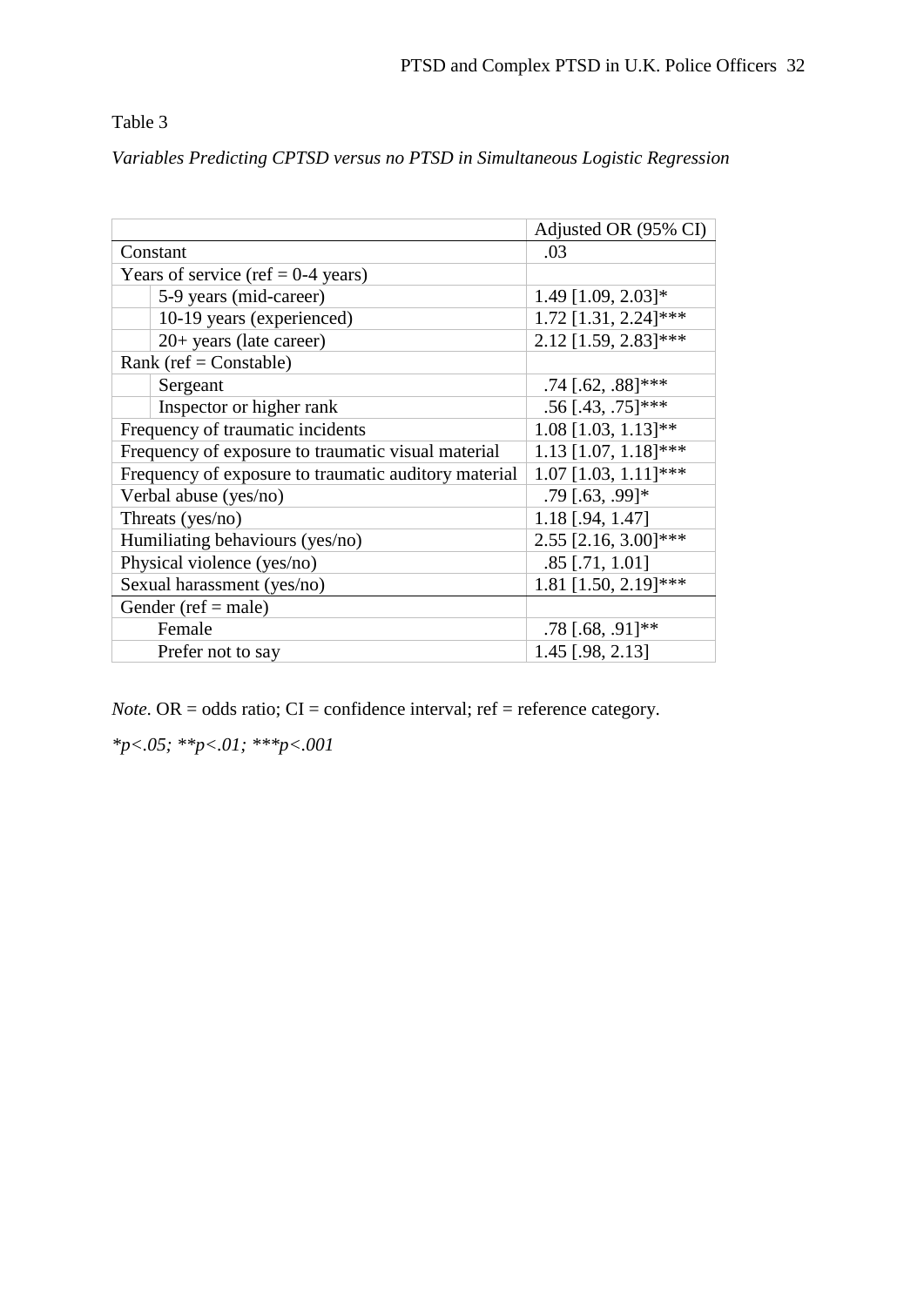Table 3

*Variables Predicting CPTSD versus no PTSD in Simultaneous Logistic Regression*

| | Adjusted OR (95% CI) |
|---|---|
| Constant | .03 |
| Years of service (ref = 0-4 years) | |
| 5-9 years (mid-career) | 1.49 [1.09, 2.03]* |
| 10-19 years (experienced) | 1.72 [1.31, 2.24]*** |
| 20+ years (late career) | 2.12 [1.59, 2.83]*** |
| Rank (ref = Constable) | |
| Sergeant | .74 [.62, .88]*** |
| Inspector or higher rank | .56 [.43, .75]*** |
| Frequency of traumatic incidents | 1.08 [1.03, 1.13]** |
| Frequency of exposure to traumatic visual material | 1.13 [1.07, 1.18]*** |
| Frequency of exposure to traumatic auditory material | 1.07 [1.03, 1.11]*** |
| Verbal abuse (yes/no) | .79 [.63, .99]* |
| Threats (yes/no) | 1.18 [.94, 1.47] |
| Humiliating behaviours (yes/no) | 2.55 [2.16, 3.00]*** |
| Physical violence (yes/no) | .85 [.71, 1.01] |
| Sexual harassment (yes/no) | 1.81 [1.50, 2.19]*** |
| Gender (ref = male) | |
| Female | .78 [.68, .91]** |
| Prefer not to say | 1.45 [.98, 2.13] |

*Note*. OR = odds ratio; CI = confidence interval; ref = reference category.

*\*p<.05; \*\*p<.01; \*\*\*p<.001*